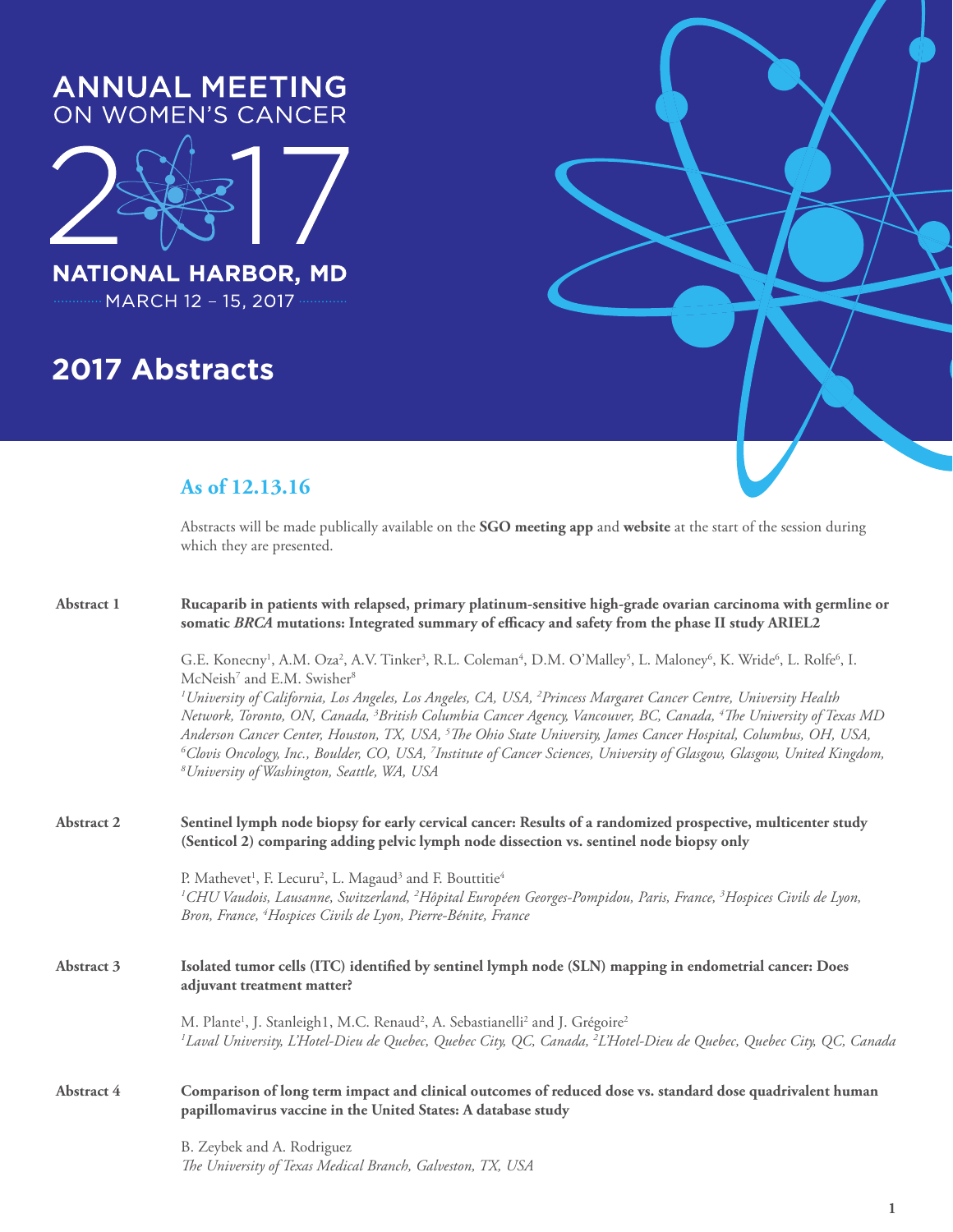# ANNUAL MEETING ON WOMEN'S CANCER

# 2017

**NATIONAL HARBOR, MD**

MARCH 12 – 15, 2017

## 2017 Abstracts

### As of 12.13.16

Abstracts will be made publically available on the **SGO meeting app** and **website** at the start of the session during which they are presented.

**Abstract 1**

**Rucaparib in patients with relapsed, primary platinum-sensitive high-grade ovarian carcinoma with germline or somatic *BRCA* mutations: Integrated summary of efficacy and safety from the phase II study ARIEL2**

G.E. Konecny[1], A.M. Oza[2], A.V. Tinker[3], R.L. Coleman[4], D.M. O'Malley[5], L. Maloney[6], K. Wride[6], L. Rolfe[6], I. McNeish[7] and E.M. Swisher[8]

*[1]University of California, Los Angeles, Los Angeles, CA, USA, [2]Princess Margaret Cancer Centre, University Health Network, Toronto, ON, Canada, [3]British Columbia Cancer Agency, Vancouver, BC, Canada, [4]The University of Texas MD Anderson Cancer Center, Houston, TX, USA, [5]The Ohio State University, James Cancer Hospital, Columbus, OH, USA, [6]Clovis Oncology, Inc., Boulder, CO, USA, [7]Institute of Cancer Sciences, University of Glasgow, Glasgow, United Kingdom, [8]University of Washington, Seattle, WA, USA*

**Abstract 2**

**Sentinel lymph node biopsy for early cervical cancer: Results of a randomized prospective, multicenter study (Senticol 2) comparing adding pelvic lymph node dissection vs. sentinel node biopsy only**

P. Mathevet[1], F. Lecuru[2], L. Magaud[3] and F. Bouttitie[4]

*[1]CHU Vaudois, Lausanne, Switzerland, [2]Hôpital Européen Georges-Pompidou, Paris, France, [3]Hospices Civils de Lyon, Bron, France, [4]Hospices Civils de Lyon, Pierre-Bénite, France*

**Abstract 3**

**Isolated tumor cells (ITC) identified by sentinel lymph node (SLN) mapping in endometrial cancer: Does adjuvant treatment matter?**

M. Plante[1], J. Stanleigh1, M.C. Renaud[2], A. Sebastianelli[2] and J. Grégoire[2]

*[1]Laval University, L'Hotel-Dieu de Quebec, Quebec City, QC, Canada, [2]L'Hotel-Dieu de Quebec, Quebec City, QC, Canada*

**Abstract 4**

**Comparison of long term impact and clinical outcomes of reduced dose vs. standard dose quadrivalent human papillomavirus vaccine in the United States: A database study**

B. Zeybek and A. Rodriguez

*The University of Texas Medical Branch, Galveston, TX, USA*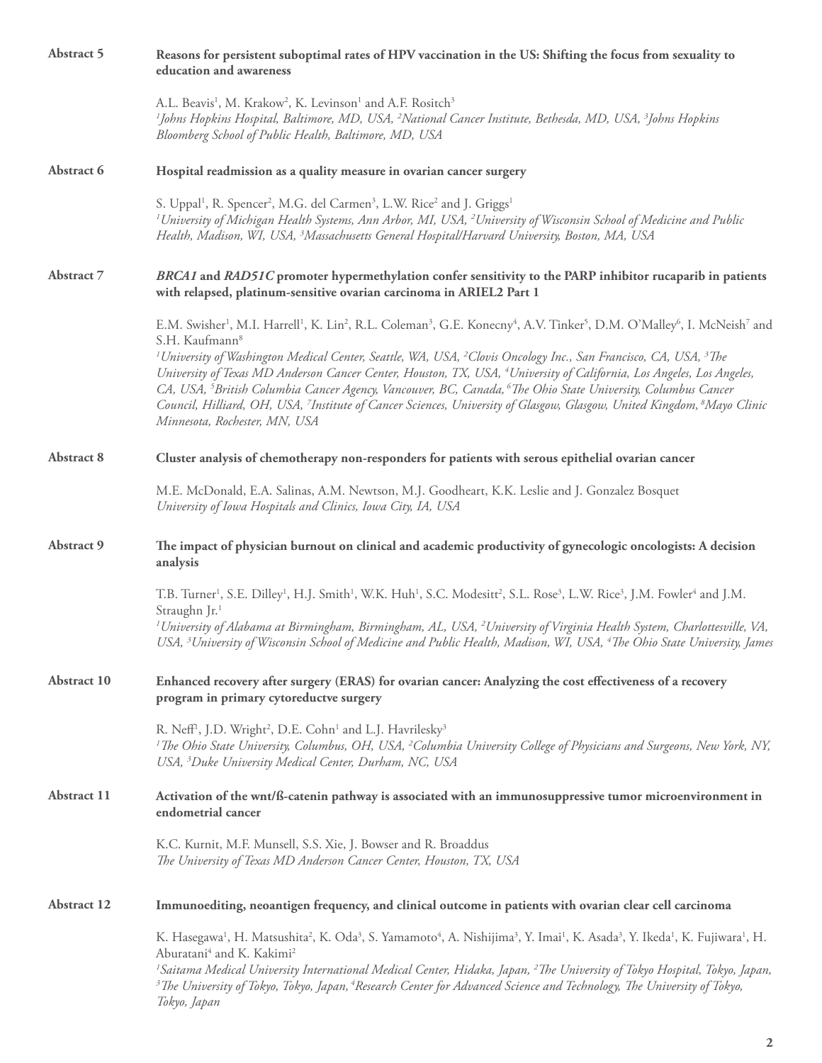**Abstract 5** **Reasons for persistent suboptimal rates of HPV vaccination in the US: Shifting the focus from sexuality to education and awareness**

A.L. Beavis[1], M. Krakow[2], K. Levinson[1] and A.F. Rositch[3]
*[1]Johns Hopkins Hospital, Baltimore, MD, USA, [2]National Cancer Institute, Bethesda, MD, USA, [3]Johns Hopkins Bloomberg School of Public Health, Baltimore, MD, USA*

**Abstract 6** **Hospital readmission as a quality measure in ovarian cancer surgery**

S. Uppal[1], R. Spencer[2], M.G. del Carmen[3], L.W. Rice[2] and J. Griggs[1]
*[1]University of Michigan Health Systems, Ann Arbor, MI, USA, [2]University of Wisconsin School of Medicine and Public Health, Madison, WI, USA, [3]Massachusetts General Hospital/Harvard University, Boston, MA, USA*

**Abstract 7** ***BRCA1* and *RAD51C* promoter hypermethylation confer sensitivity to the PARP inhibitor rucaparib in patients with relapsed, platinum-sensitive ovarian carcinoma in ARIEL2 Part 1**

E.M. Swisher[1], M.I. Harrell[1], K. Lin[2], R.L. Coleman[3], G.E. Konecny[4], A.V. Tinker[5], D.M. O'Malley[6], I. McNeish[7] and S.H. Kaufmann[8]
*[1]University of Washington Medical Center, Seattle, WA, USA, [2]Clovis Oncology Inc., San Francisco, CA, USA, [3]The University of Texas MD Anderson Cancer Center, Houston, TX, USA, [4]University of California, Los Angeles, Los Angeles, CA, USA, [5]British Columbia Cancer Agency, Vancouver, BC, Canada, [6]The Ohio State University, Columbus Cancer Council, Hilliard, OH, USA, [7]Institute of Cancer Sciences, University of Glasgow, Glasgow, United Kingdom, [8]Mayo Clinic Minnesota, Rochester, MN, USA*

**Abstract 8** **Cluster analysis of chemotherapy non-responders for patients with serous epithelial ovarian cancer**

M.E. McDonald, E.A. Salinas, A.M. Newtson, M.J. Goodheart, K.K. Leslie and J. Gonzalez Bosquet
*University of Iowa Hospitals and Clinics, Iowa City, IA, USA*

**Abstract 9** **The impact of physician burnout on clinical and academic productivity of gynecologic oncologists: A decision analysis**

T.B. Turner[1], S.E. Dilley[1], H.J. Smith[1], W.K. Huh[1], S.C. Modesitt[2], S.L. Rose[3], L.W. Rice[3], J.M. Fowler[4] and J.M. Straughn Jr.[1]
*[1]University of Alabama at Birmingham, Birmingham, AL, USA, [2]University of Virginia Health System, Charlottesville, VA, USA, [3]University of Wisconsin School of Medicine and Public Health, Madison, WI, USA, [4]The Ohio State University, James*

**Abstract 10** **Enhanced recovery after surgery (ERAS) for ovarian cancer: Analyzing the cost effectiveness of a recovery program in primary cytoreductve surgery**

R. Neff[1], J.D. Wright[2], D.E. Cohn[1] and L.J. Havrilesky[3]
*[1]The Ohio State University, Columbus, OH, USA, [2]Columbia University College of Physicians and Surgeons, New York, NY, USA, [3]Duke University Medical Center, Durham, NC, USA*

**Abstract 11** **Activation of the wnt/ß-catenin pathway is associated with an immunosuppressive tumor microenvironment in endometrial cancer**

K.C. Kurnit, M.F. Munsell, S.S. Xie, J. Bowser and R. Broaddus
*The University of Texas MD Anderson Cancer Center, Houston, TX, USA*

**Abstract 12** **Immunoediting, neoantigen frequency, and clinical outcome in patients with ovarian clear cell carcinoma**

K. Hasegawa[1], H. Matsushita[2], K. Oda[3], S. Yamamoto[4], A. Nishijima[3], Y. Imai[1], K. Asada[3], Y. Ikeda[1], K. Fujiwara[1], H. Aburatani[4] and K. Kakimi[2]
*[1]Saitama Medical University International Medical Center, Hidaka, Japan, [2]The University of Tokyo Hospital, Tokyo, Japan, [3]The University of Tokyo, Tokyo, Japan, [4]Research Center for Advanced Science and Technology, The University of Tokyo, Tokyo, Japan*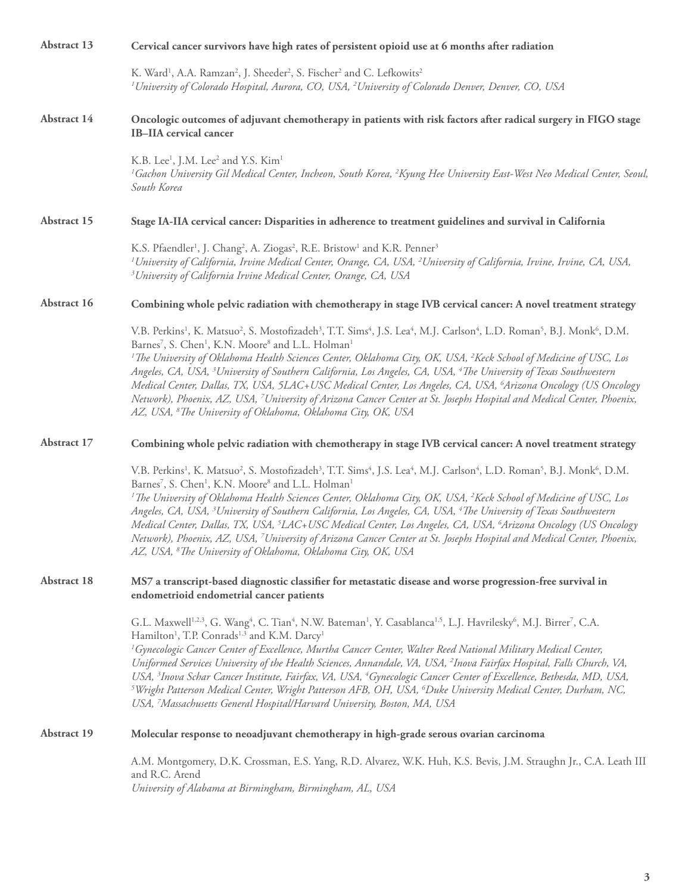**Abstract 13** **Cervical cancer survivors have high rates of persistent opioid use at 6 months after radiation**

K. Ward[1], A.A. Ramzan[2], J. Sheeder[2], S. Fischer[2] and C. Lefkowits[2]
*[1]University of Colorado Hospital, Aurora, CO, USA, [2]University of Colorado Denver, Denver, CO, USA*

**Abstract 14** **Oncologic outcomes of adjuvant chemotherapy in patients with risk factors after radical surgery in FIGO stage IB–IIA cervical cancer**

K.B. Lee[1], J.M. Lee[2] and Y.S. Kim[1]
*[1]Gachon University Gil Medical Center, Incheon, South Korea, [2]Kyung Hee University East-West Neo Medical Center, Seoul, South Korea*

**Abstract 15** **Stage IA-IIA cervical cancer: Disparities in adherence to treatment guidelines and survival in California**

K.S. Pfaendler[1], J. Chang[2], A. Ziogas[2], R.E. Bristow[1] and K.R. Penner[3]
*[1]University of California, Irvine Medical Center, Orange, CA, USA, [2]University of California, Irvine, Irvine, CA, USA, [3]University of California Irvine Medical Center, Orange, CA, USA*

**Abstract 16** **Combining whole pelvic radiation with chemotherapy in stage IVB cervical cancer: A novel treatment strategy**

V.B. Perkins[1], K. Matsuo[2], S. Mostofizadeh[3], T.T. Sims[4], J.S. Lea[4], M.J. Carlson[4], L.D. Roman[5], B.J. Monk[6], D.M. Barnes[7], S. Chen[1], K.N. Moore[8] and L.L. Holman[1]
*[1]The University of Oklahoma Health Sciences Center, Oklahoma City, OK, USA, [2]Keck School of Medicine of USC, Los Angeles, CA, USA, [3]University of Southern California, Los Angeles, CA, USA, [4]The University of Texas Southwestern Medical Center, Dallas, TX, USA, 5LAC+USC Medical Center, Los Angeles, CA, USA, [6]Arizona Oncology (US Oncology Network), Phoenix, AZ, USA, [7]University of Arizona Cancer Center at St. Josephs Hospital and Medical Center, Phoenix, AZ, USA, [8]The University of Oklahoma, Oklahoma City, OK, USA*

**Abstract 17** **Combining whole pelvic radiation with chemotherapy in stage IVB cervical cancer: A novel treatment strategy**

V.B. Perkins[1], K. Matsuo[2], S. Mostofizadeh[3], T.T. Sims[4], J.S. Lea[4], M.J. Carlson[4], L.D. Roman[5], B.J. Monk[6], D.M. Barnes[7], S. Chen[1], K.N. Moore[8] and L.L. Holman[1]
*[1]The University of Oklahoma Health Sciences Center, Oklahoma City, OK, USA, [2]Keck School of Medicine of USC, Los Angeles, CA, USA, [3]University of Southern California, Los Angeles, CA, USA, [4]The University of Texas Southwestern Medical Center, Dallas, TX, USA, [5]LAC+USC Medical Center, Los Angeles, CA, USA, [6]Arizona Oncology (US Oncology Network), Phoenix, AZ, USA, [7]University of Arizona Cancer Center at St. Josephs Hospital and Medical Center, Phoenix, AZ, USA, [8]The University of Oklahoma, Oklahoma City, OK, USA*

**Abstract 18** **MS7 a transcript-based diagnostic classifier for metastatic disease and worse progression-free survival in endometrioid endometrial cancer patients**

G.L. Maxwell[1,2,3], G. Wang[4], C. Tian[4], N.W. Bateman[1], Y. Casablanca[1,5], L.J. Havrilesky[6], M.J. Birrer[7], C.A. Hamilton[1], T.P. Conrads[1,3] and K.M. Darcy[1]
*[1]Gynecologic Cancer Center of Excellence, Murtha Cancer Center, Walter Reed National Military Medical Center, Uniformed Services University of the Health Sciences, Annandale, VA, USA, [2]Inova Fairfax Hospital, Falls Church, VA, USA, [3]Inova Schar Cancer Institute, Fairfax, VA, USA, [4]Gynecologic Cancer Center of Excellence, Bethesda, MD, USA, [5]Wright Patterson Medical Center, Wright Patterson AFB, OH, USA, [6]Duke University Medical Center, Durham, NC, USA, [7]Massachusetts General Hospital/Harvard University, Boston, MA, USA*

**Abstract 19** **Molecular response to neoadjuvant chemotherapy in high-grade serous ovarian carcinoma**

A.M. Montgomery, D.K. Crossman, E.S. Yang, R.D. Alvarez, W.K. Huh, K.S. Bevis, J.M. Straughn Jr., C.A. Leath III and R.C. Arend
*University of Alabama at Birmingham, Birmingham, AL, USA*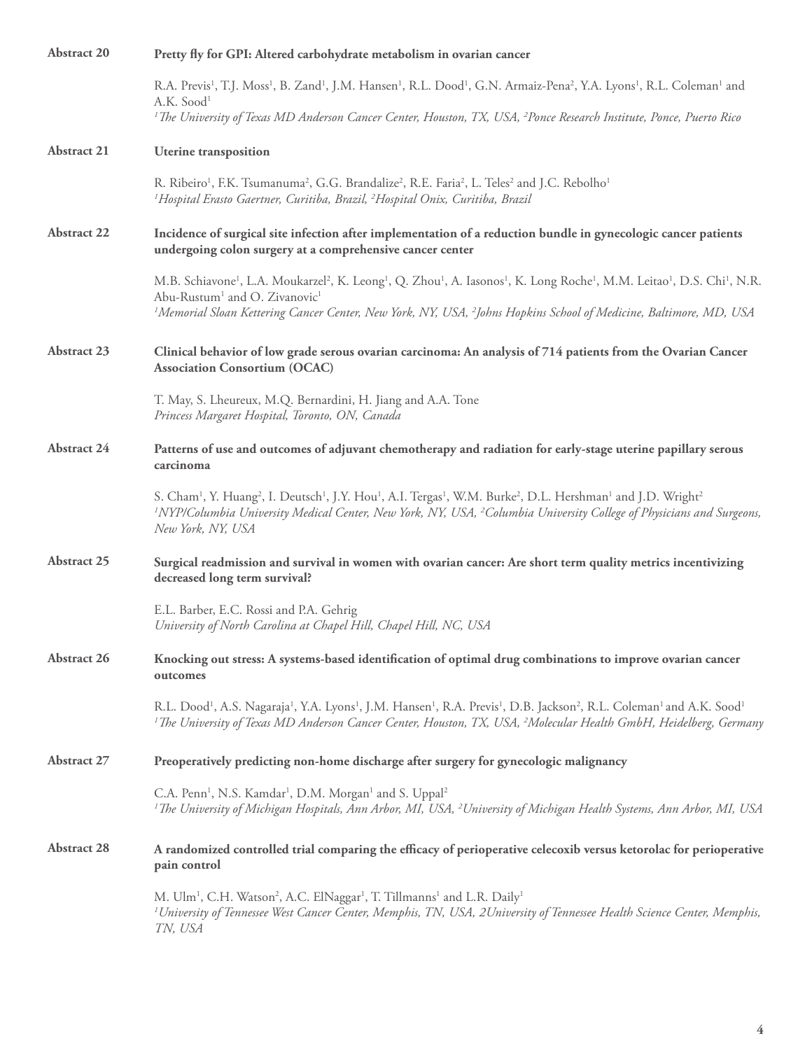**Abstract 20** **Pretty fly for GPI: Altered carbohydrate metabolism in ovarian cancer**

R.A. Previs[1], T.J. Moss[1], B. Zand[1], J.M. Hansen[1], R.L. Dood[1], G.N. Armaiz-Pena[2], Y.A. Lyons[1], R.L. Coleman[1] and A.K. Sood[1]
*[1]The University of Texas MD Anderson Cancer Center, Houston, TX, USA, [2]Ponce Research Institute, Ponce, Puerto Rico*

**Abstract 21** **Uterine transposition**

R. Ribeiro[1], F.K. Tsumanuma[2], G.G. Brandalize[2], R.E. Faria[2], L. Teles[2] and J.C. Rebolho[1]
*[1]Hospital Erasto Gaertner, Curitiba, Brazil, [2]Hospital Onix, Curitiba, Brazil*

**Abstract 22** **Incidence of surgical site infection after implementation of a reduction bundle in gynecologic cancer patients undergoing colon surgery at a comprehensive cancer center**

M.B. Schiavone[1], L.A. Moukarzel[2], K. Leong[1], Q. Zhou[1], A. Iasonos[1], K. Long Roche[1], M.M. Leitao[1], D.S. Chi[1], N.R. Abu-Rustum[1] and O. Zivanovic[1]
*[1]Memorial Sloan Kettering Cancer Center, New York, NY, USA, [2]Johns Hopkins School of Medicine, Baltimore, MD, USA*

**Abstract 23** **Clinical behavior of low grade serous ovarian carcinoma: An analysis of 714 patients from the Ovarian Cancer Association Consortium (OCAC)**

T. May, S. Lheureux, M.Q. Bernardini, H. Jiang and A.A. Tone
*Princess Margaret Hospital, Toronto, ON, Canada*

**Abstract 24** **Patterns of use and outcomes of adjuvant chemotherapy and radiation for early-stage uterine papillary serous carcinoma**

S. Cham[1], Y. Huang[2], I. Deutsch[1], J.Y. Hou[1], A.I. Tergas[1], W.M. Burke[2], D.L. Hershman[1] and J.D. Wright[2]
*[1]NYP/Columbia University Medical Center, New York, NY, USA, [2]Columbia University College of Physicians and Surgeons, New York, NY, USA*

**Abstract 25** **Surgical readmission and survival in women with ovarian cancer: Are short term quality metrics incentivizing decreased long term survival?**

E.L. Barber, E.C. Rossi and P.A. Gehrig
*University of North Carolina at Chapel Hill, Chapel Hill, NC, USA*

**Abstract 26** **Knocking out stress: A systems-based identification of optimal drug combinations to improve ovarian cancer outcomes**

R.L. Dood[1], A.S. Nagaraja[1], Y.A. Lyons[1], J.M. Hansen[1], R.A. Previs[1], D.B. Jackson[2], R.L. Coleman[1] and A.K. Sood[1]
*[1]The University of Texas MD Anderson Cancer Center, Houston, TX, USA, [2]Molecular Health GmbH, Heidelberg, Germany*

**Abstract 27** **Preoperatively predicting non-home discharge after surgery for gynecologic malignancy**

C.A. Penn[1], N.S. Kamdar[1], D.M. Morgan[1] and S. Uppal[2]
*[1]The University of Michigan Hospitals, Ann Arbor, MI, USA, [2]University of Michigan Health Systems, Ann Arbor, MI, USA*

**Abstract 28** **A randomized controlled trial comparing the efficacy of perioperative celecoxib versus ketorolac for perioperative pain control**

M. Ulm[1], C.H. Watson[2], A.C. ElNaggar[1], T. Tillmanns[1] and L.R. Daily[1]
*[1]University of Tennessee West Cancer Center, Memphis, TN, USA, 2University of Tennessee Health Science Center, Memphis, TN, USA*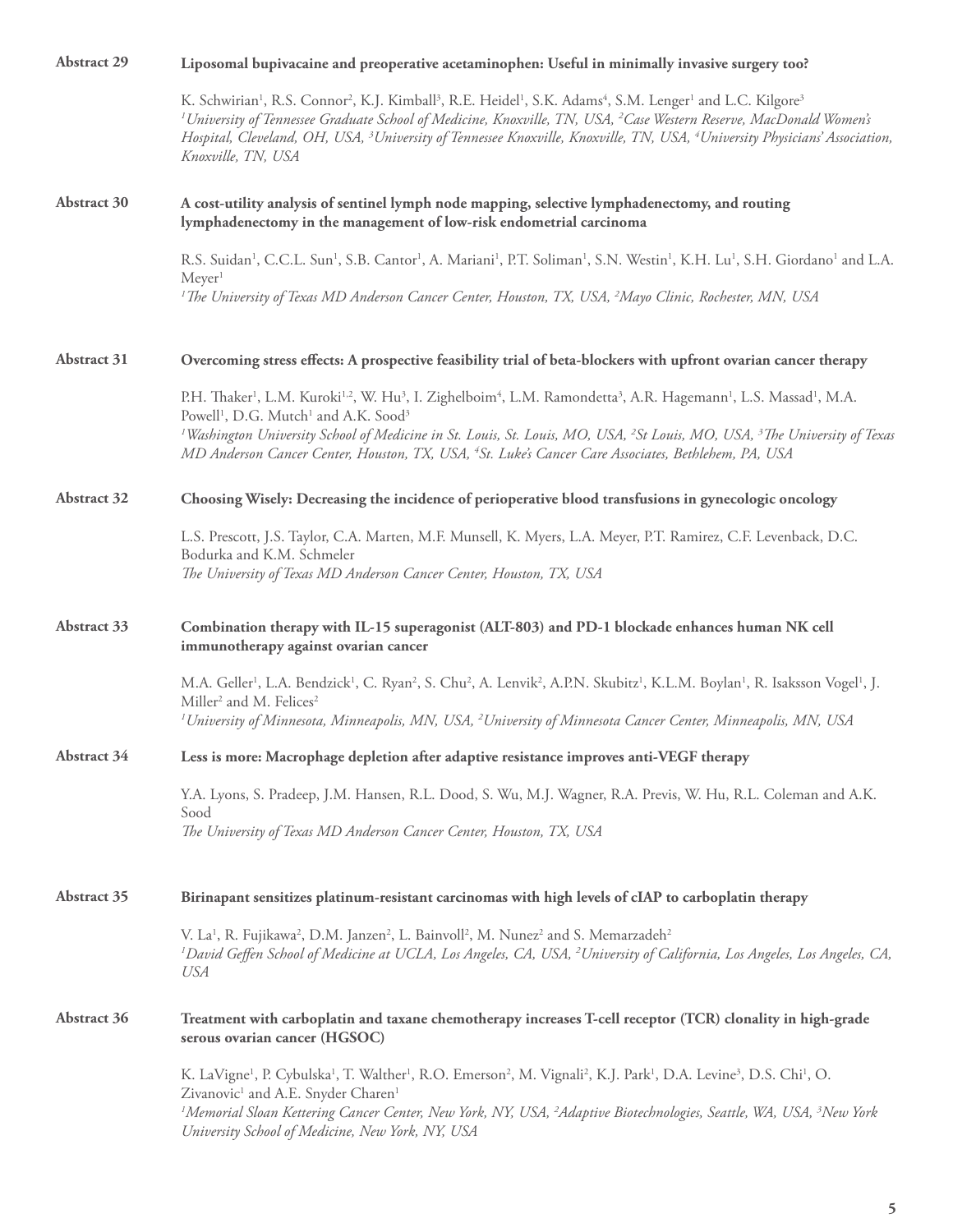**Abstract 29** **Liposomal bupivacaine and preoperative acetaminophen: Useful in minimally invasive surgery too?**

K. Schwirian[1], R.S. Connor[2], K.J. Kimball[3], R.E. Heidel[1], S.K. Adams[4], S.M. Lenger[1] and L.C. Kilgore[3]
*[1]University of Tennessee Graduate School of Medicine, Knoxville, TN, USA, [2]Case Western Reserve, MacDonald Women's Hospital, Cleveland, OH, USA, [3]University of Tennessee Knoxville, Knoxville, TN, USA, [4]University Physicians' Association, Knoxville, TN, USA*

**Abstract 30** **A cost-utility analysis of sentinel lymph node mapping, selective lymphadenectomy, and routing lymphadenectomy in the management of low-risk endometrial carcinoma**

R.S. Suidan[1], C.C.L. Sun[1], S.B. Cantor[1], A. Mariani[1], P.T. Soliman[1], S.N. Westin[1], K.H. Lu[1], S.H. Giordano[1] and L.A. Meyer[1]
*[1]The University of Texas MD Anderson Cancer Center, Houston, TX, USA, [2]Mayo Clinic, Rochester, MN, USA*

**Abstract 31** **Overcoming stress effects: A prospective feasibility trial of beta-blockers with upfront ovarian cancer therapy**

P.H. Thaker[1], L.M. Kuroki[1,2], W. Hu[3], I. Zighelboim[4], L.M. Ramondetta[3], A.R. Hagemann[1], L.S. Massad[1], M.A. Powell[1], D.G. Mutch[1] and A.K. Sood[3]
*[1]Washington University School of Medicine in St. Louis, St. Louis, MO, USA, [2]St Louis, MO, USA, [3]The University of Texas MD Anderson Cancer Center, Houston, TX, USA, [4]St. Luke's Cancer Care Associates, Bethlehem, PA, USA*

**Abstract 32** **Choosing Wisely: Decreasing the incidence of perioperative blood transfusions in gynecologic oncology**

L.S. Prescott, J.S. Taylor, C.A. Marten, M.F. Munsell, K. Myers, L.A. Meyer, P.T. Ramirez, C.F. Levenback, D.C. Bodurka and K.M. Schmeler
*The University of Texas MD Anderson Cancer Center, Houston, TX, USA*

**Abstract 33** **Combination therapy with IL-15 superagonist (ALT-803) and PD-1 blockade enhances human NK cell immunotherapy against ovarian cancer**

M.A. Geller[1], L.A. Bendzick[1], C. Ryan[2], S. Chu[2], A. Lenvik[2], A.P.N. Skubitz[1], K.L.M. Boylan[1], R. Isaksson Vogel[1], J. Miller[2] and M. Felices[2]
*[1]University of Minnesota, Minneapolis, MN, USA, [2]University of Minnesota Cancer Center, Minneapolis, MN, USA*

**Abstract 34** **Less is more: Macrophage depletion after adaptive resistance improves anti-VEGF therapy**

Y.A. Lyons, S. Pradeep, J.M. Hansen, R.L. Dood, S. Wu, M.J. Wagner, R.A. Previs, W. Hu, R.L. Coleman and A.K. Sood
*The University of Texas MD Anderson Cancer Center, Houston, TX, USA*

**Abstract 35** **Birinapant sensitizes platinum-resistant carcinomas with high levels of cIAP to carboplatin therapy**

V. La[1], R. Fujikawa[2], D.M. Janzen[2], L. Bainvoll[2], M. Nunez[2] and S. Memarzadeh[2]
*[1]David Geffen School of Medicine at UCLA, Los Angeles, CA, USA, [2]University of California, Los Angeles, Los Angeles, CA, USA*

**Abstract 36** **Treatment with carboplatin and taxane chemotherapy increases T-cell receptor (TCR) clonality in high-grade serous ovarian cancer (HGSOC)**

K. LaVigne[1], P. Cybulska[1], T. Walther[1], R.O. Emerson[2], M. Vignali[2], K.J. Park[1], D.A. Levine[3], D.S. Chi[1], O. Zivanovic[1] and A.E. Snyder Charen[1]
*[1]Memorial Sloan Kettering Cancer Center, New York, NY, USA, [2]Adaptive Biotechnologies, Seattle, WA, USA, [3]New York University School of Medicine, New York, NY, USA*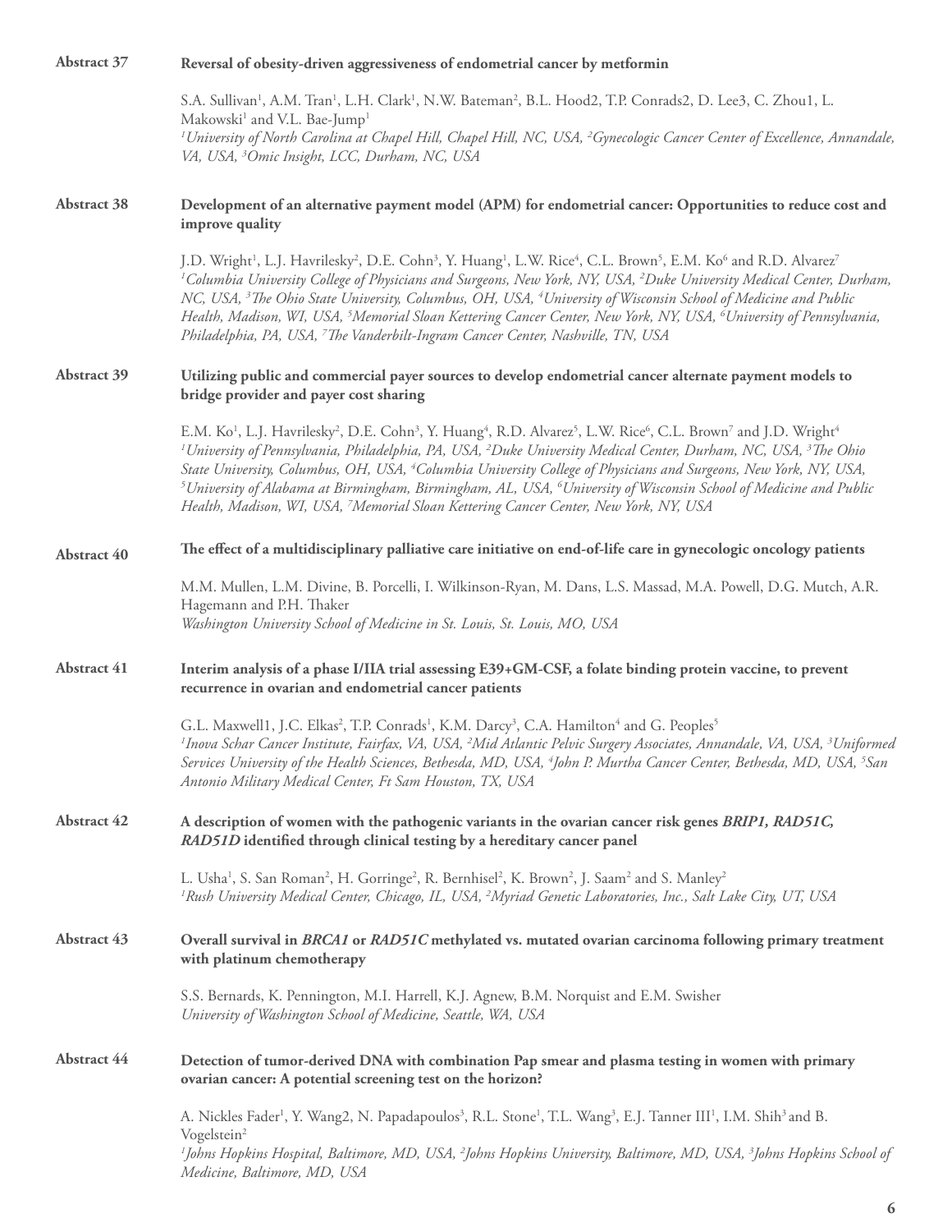**Abstract 37** **Reversal of obesity-driven aggressiveness of endometrial cancer by metformin**

S.A. Sullivan[1], A.M. Tran[1], L.H. Clark[1], N.W. Bateman[2], B.L. Hood2, T.P. Conrads2, D. Lee3, C. Zhou1, L. Makowski[1] and V.L. Bae-Jump[1]
*[1]University of North Carolina at Chapel Hill, Chapel Hill, NC, USA, [2]Gynecologic Cancer Center of Excellence, Annandale, VA, USA, [3]Omic Insight, LCC, Durham, NC, USA*

**Abstract 38** **Development of an alternative payment model (APM) for endometrial cancer: Opportunities to reduce cost and improve quality**

J.D. Wright[1], L.J. Havrilesky[2], D.E. Cohn[3], Y. Huang[1], L.W. Rice[4], C.L. Brown[5], E.M. Ko[6] and R.D. Alvarez[7]
*[1]Columbia University College of Physicians and Surgeons, New York, NY, USA, [2]Duke University Medical Center, Durham, NC, USA, [3]The Ohio State University, Columbus, OH, USA, [4]University of Wisconsin School of Medicine and Public Health, Madison, WI, USA, [5]Memorial Sloan Kettering Cancer Center, New York, NY, USA, [6]University of Pennsylvania, Philadelphia, PA, USA, [7]The Vanderbilt-Ingram Cancer Center, Nashville, TN, USA*

**Abstract 39** **Utilizing public and commercial payer sources to develop endometrial cancer alternate payment models to bridge provider and payer cost sharing**

E.M. Ko[1], L.J. Havrilesky[2], D.E. Cohn[3], Y. Huang[4], R.D. Alvarez[5], L.W. Rice[6], C.L. Brown[7] and J.D. Wright[4]
*[1]University of Pennsylvania, Philadelphia, PA, USA, [2]Duke University Medical Center, Durham, NC, USA, [3]The Ohio State University, Columbus, OH, USA, [4]Columbia University College of Physicians and Surgeons, New York, NY, USA, [5]University of Alabama at Birmingham, Birmingham, AL, USA, [6]University of Wisconsin School of Medicine and Public Health, Madison, WI, USA, [7]Memorial Sloan Kettering Cancer Center, New York, NY, USA*

**Abstract 40** **The effect of a multidisciplinary palliative care initiative on end-of-life care in gynecologic oncology patients**

M.M. Mullen, L.M. Divine, B. Porcelli, I. Wilkinson-Ryan, M. Dans, L.S. Massad, M.A. Powell, D.G. Mutch, A.R. Hagemann and P.H. Thaker
*Washington University School of Medicine in St. Louis, St. Louis, MO, USA*

**Abstract 41** **Interim analysis of a phase I/IIA trial assessing E39+GM-CSF, a folate binding protein vaccine, to prevent recurrence in ovarian and endometrial cancer patients**

G.L. Maxwell1, J.C. Elkas[2], T.P. Conrads[1], K.M. Darcy[3], C.A. Hamilton[4] and G. Peoples[5]
*[1]Inova Schar Cancer Institute, Fairfax, VA, USA, [2]Mid Atlantic Pelvic Surgery Associates, Annandale, VA, USA, [3]Uniformed Services University of the Health Sciences, Bethesda, MD, USA, [4]John P. Murtha Cancer Center, Bethesda, MD, USA, [5]San Antonio Military Medical Center, Ft Sam Houston, TX, USA*

**Abstract 42** **A description of women with the pathogenic variants in the ovarian cancer risk genes *BRIP1, RAD51C, RAD51D* identified through clinical testing by a hereditary cancer panel**

L. Usha[1], S. San Roman[2], H. Gorringe[2], R. Bernhisel[2], K. Brown[2], J. Saam[2] and S. Manley[2]
*[1]Rush University Medical Center, Chicago, IL, USA, [2]Myriad Genetic Laboratories, Inc., Salt Lake City, UT, USA*

**Abstract 43** **Overall survival in *BRCA1* or *RAD51C* methylated vs. mutated ovarian carcinoma following primary treatment with platinum chemotherapy**

S.S. Bernards, K. Pennington, M.I. Harrell, K.J. Agnew, B.M. Norquist and E.M. Swisher
*University of Washington School of Medicine, Seattle, WA, USA*

**Abstract 44** **Detection of tumor-derived DNA with combination Pap smear and plasma testing in women with primary ovarian cancer: A potential screening test on the horizon?**

A. Nickles Fader[1], Y. Wang2, N. Papadapoulos[3], R.L. Stone[1], T.L. Wang[3], E.J. Tanner III[1], I.M. Shih[3] and B. Vogelstein[2]
*[1]Johns Hopkins Hospital, Baltimore, MD, USA, [2]Johns Hopkins University, Baltimore, MD, USA, [3]Johns Hopkins School of Medicine, Baltimore, MD, USA*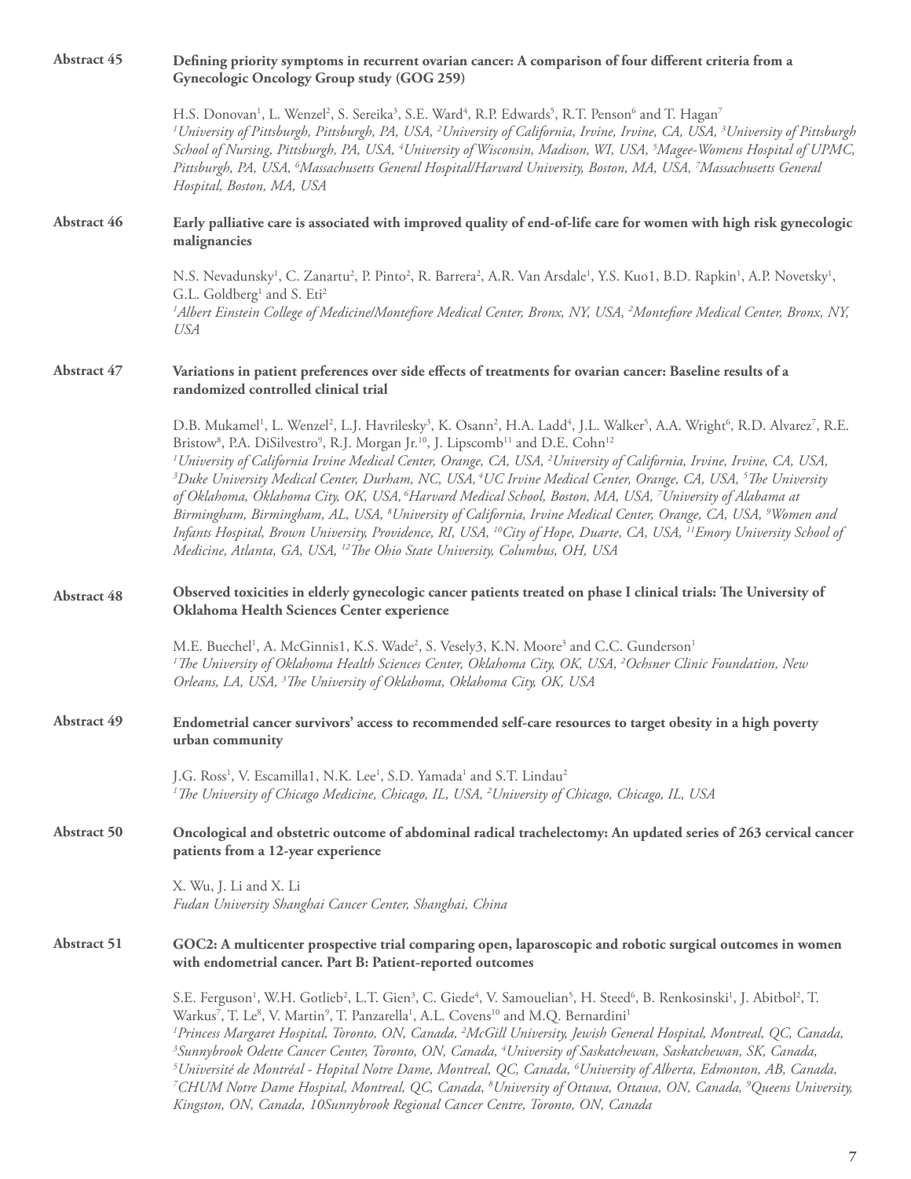**Abstract 45** **Defining priority symptoms in recurrent ovarian cancer: A comparison of four different criteria from a Gynecologic Oncology Group study (GOG 259)**

H.S. Donovan[1], L. Wenzel[2], S. Sereika[3], S.E. Ward[4], R.P. Edwards[5], R.T. Penson[6] and T. Hagan[7]
*[1]University of Pittsburgh, Pittsburgh, PA, USA, [2]University of California, Irvine, Irvine, CA, USA, [3]University of Pittsburgh School of Nursing, Pittsburgh, PA, USA, [4]University of Wisconsin, Madison, WI, USA, [5]Magee-Womens Hospital of UPMC, Pittsburgh, PA, USA, [6]Massachusetts General Hospital/Harvard University, Boston, MA, USA, [7]Massachusetts General Hospital, Boston, MA, USA*

**Abstract 46** **Early palliative care is associated with improved quality of end-of-life care for women with high risk gynecologic malignancies**

N.S. Nevadunsky[1], C. Zanartu[2], P. Pinto[2], R. Barrera[2], A.R. Van Arsdale[1], Y.S. Kuo1, B.D. Rapkin[1], A.P. Novetsky[1], G.L. Goldberg[1] and S. Eti[2]
*[1]Albert Einstein College of Medicine/Montefiore Medical Center, Bronx, NY, USA, [2]Montefiore Medical Center, Bronx, NY, USA*

**Abstract 47** **Variations in patient preferences over side effects of treatments for ovarian cancer: Baseline results of a randomized controlled clinical trial**

D.B. Mukamel[1], L. Wenzel[2], L.J. Havrilesky[3], K. Osann[2], H.A. Ladd[4], J.L. Walker[5], A.A. Wright[6], R.D. Alvarez[7], R.E. Bristow[8], P.A. DiSilvestro[9], R.J. Morgan Jr.[10], J. Lipscomb[11] and D.E. Cohn[12]
*[1]University of California Irvine Medical Center, Orange, CA, USA, [2]University of California, Irvine, Irvine, CA, USA, [3]Duke University Medical Center, Durham, NC, USA, [4]UC Irvine Medical Center, Orange, CA, USA, [5]The University of Oklahoma, Oklahoma City, OK, USA, [6]Harvard Medical School, Boston, MA, USA, [7]University of Alabama at Birmingham, Birmingham, AL, USA, [8]University of California, Irvine Medical Center, Orange, CA, USA, [9]Women and Infants Hospital, Brown University, Providence, RI, USA, [10]City of Hope, Duarte, CA, USA, [11]Emory University School of Medicine, Atlanta, GA, USA, [12]The Ohio State University, Columbus, OH, USA*

**Abstract 48** **Observed toxicities in elderly gynecologic cancer patients treated on phase I clinical trials: The University of Oklahoma Health Sciences Center experience**

M.E. Buechel[1], A. McGinnis1, K.S. Wade[2], S. Vesely3, K.N. Moore[3] and C.C. Gunderson[1]
*[1]The University of Oklahoma Health Sciences Center, Oklahoma City, OK, USA, [2]Ochsner Clinic Foundation, New Orleans, LA, USA, [3]The University of Oklahoma, Oklahoma City, OK, USA*

**Abstract 49** **Endometrial cancer survivors' access to recommended self-care resources to target obesity in a high poverty urban community**

J.G. Ross[1], V. Escamilla1, N.K. Lee[1], S.D. Yamada[1] and S.T. Lindau[2]
*[1]The University of Chicago Medicine, Chicago, IL, USA, [2]University of Chicago, Chicago, IL, USA*

**Abstract 50** **Oncological and obstetric outcome of abdominal radical trachelectomy: An updated series of 263 cervical cancer patients from a 12-year experience**

X. Wu, J. Li and X. Li
*Fudan University Shanghai Cancer Center, Shanghai, China*

**Abstract 51** **GOC2: A multicenter prospective trial comparing open, laparoscopic and robotic surgical outcomes in women with endometrial cancer. Part B: Patient-reported outcomes**

S.E. Ferguson[1], W.H. Gotlieb[2], L.T. Gien[3], C. Giede[4], V. Samouelian[5], H. Steed[6], B. Renkosinski[1], J. Abitbol[2], T. Warkus[7], T. Le[8], V. Martin[9], T. Panzarella[1], A.L. Covens[10] and M.Q. Bernardini[1]
*[1]Princess Margaret Hospital, Toronto, ON, Canada, [2]McGill University, Jewish General Hospital, Montreal, QC, Canada, [3]Sunnybrook Odette Cancer Center, Toronto, ON, Canada, [4]University of Saskatchewan, Saskatchewan, SK, Canada, [5]Université de Montréal - Hopital Notre Dame, Montreal, QC, Canada, [6]University of Alberta, Edmonton, AB, Canada, [7]CHUM Notre Dame Hospital, Montreal, QC, Canada, [8]University of Ottawa, Ottawa, ON, Canada, [9]Queens University, Kingston, ON, Canada, 10Sunnybrook Regional Cancer Centre, Toronto, ON, Canada*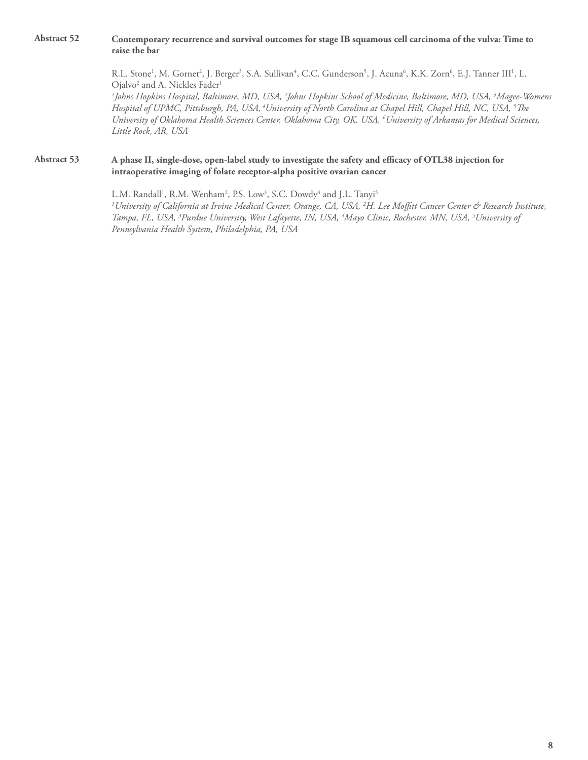### Abstract 52 Contemporary recurrence and survival outcomes for stage IB squamous cell carcinoma of the vulva: Time to raise the bar

R.L. Stone[1], M. Gornet[2], J. Berger[3], S.A. Sullivan[4], C.C. Gunderson[5], J. Acuna[6], K.K. Zorn[6], E.J. Tanner III[1], L. Ojalvo[2] and A. Nickles Fader[1]

*[1]Johns Hopkins Hospital, Baltimore, MD, USA, [2]Johns Hopkins School of Medicine, Baltimore, MD, USA, [3]Magee-Womens Hospital of UPMC, Pittsburgh, PA, USA, [4]University of North Carolina at Chapel Hill, Chapel Hill, NC, USA, [5]The University of Oklahoma Health Sciences Center, Oklahoma City, OK, USA, [6]University of Arkansas for Medical Sciences, Little Rock, AR, USA*

### Abstract 53 A phase II, single-dose, open-label study to investigate the safety and efficacy of OTL38 injection for intraoperative imaging of folate receptor-alpha positive ovarian cancer

L.M. Randall[1], R.M. Wenham[2], P.S. Low[3], S.C. Dowdy[4] and J.L. Tanyi[5]

*[1]University of California at Irvine Medical Center, Orange, CA, USA, [2]H. Lee Moffitt Cancer Center & Research Institute, Tampa, FL, USA, [3]Purdue University, West Lafayette, IN, USA, [4]Mayo Clinic, Rochester, MN, USA, [5]University of Pennsylvania Health System, Philadelphia, PA, USA*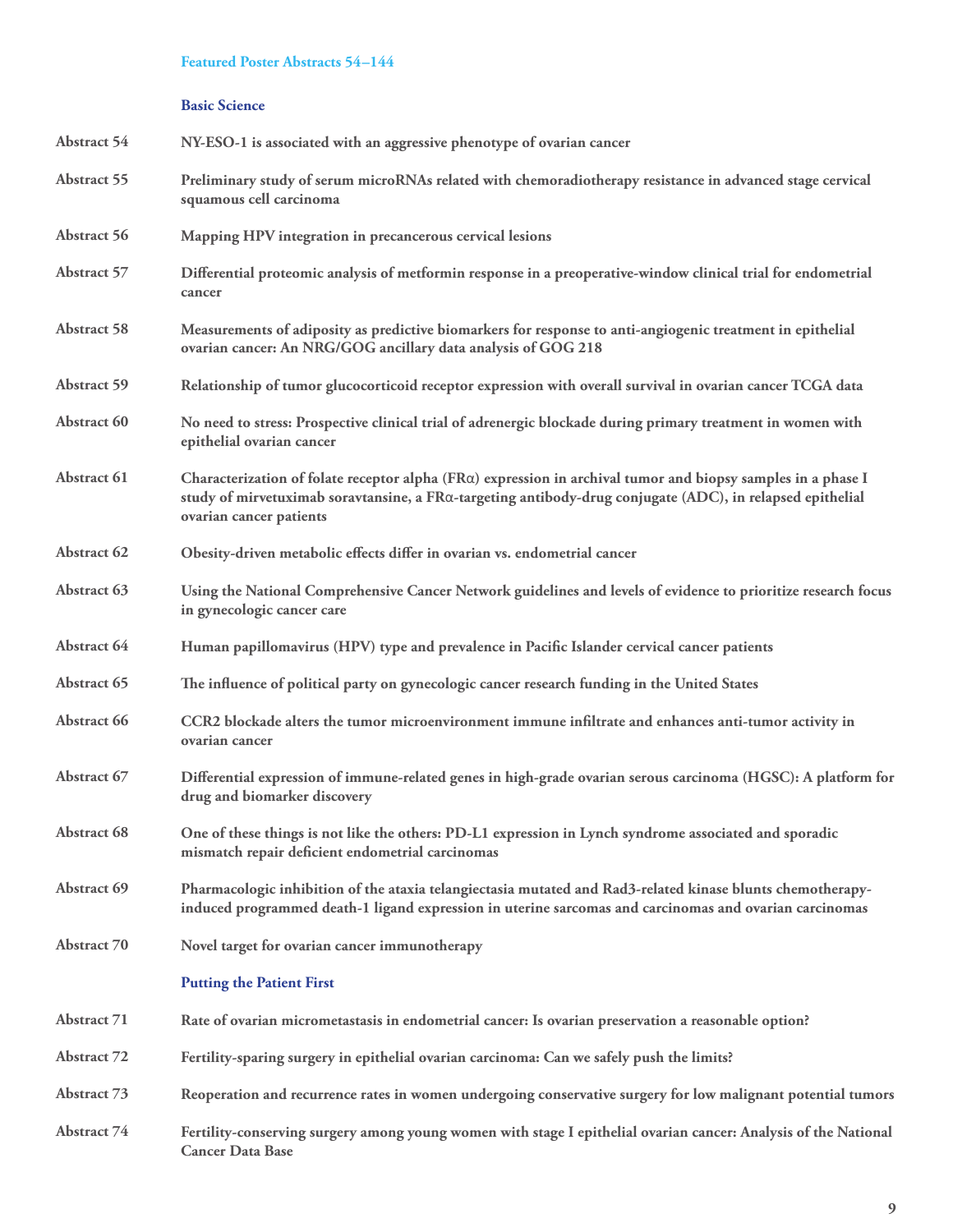## Featured Poster Abstracts 54–144

### Basic Science

**Abstract 54** **NY-ESO-1 is associated with an aggressive phenotype of ovarian cancer**

**Abstract 55** **Preliminary study of serum microRNAs related with chemoradiotherapy resistance in advanced stage cervical squamous cell carcinoma**

**Abstract 56** **Mapping HPV integration in precancerous cervical lesions**

**Abstract 57** **Differential proteomic analysis of metformin response in a preoperative-window clinical trial for endometrial cancer**

**Abstract 58** **Measurements of adiposity as predictive biomarkers for response to anti-angiogenic treatment in epithelial ovarian cancer: An NRG/GOG ancillary data analysis of GOG 218**

**Abstract 59** **Relationship of tumor glucocorticoid receptor expression with overall survival in ovarian cancer TCGA data**

**Abstract 60** **No need to stress: Prospective clinical trial of adrenergic blockade during primary treatment in women with epithelial ovarian cancer**

**Abstract 61** **Characterization of folate receptor alpha (FRα) expression in archival tumor and biopsy samples in a phase I study of mirvetuximab soravtansine, a FRα-targeting antibody-drug conjugate (ADC), in relapsed epithelial ovarian cancer patients**

**Abstract 62** **Obesity-driven metabolic effects differ in ovarian vs. endometrial cancer**

**Abstract 63** **Using the National Comprehensive Cancer Network guidelines and levels of evidence to prioritize research focus in gynecologic cancer care**

**Abstract 64** **Human papillomavirus (HPV) type and prevalence in Pacific Islander cervical cancer patients**

**Abstract 65** **The influence of political party on gynecologic cancer research funding in the United States**

**Abstract 66** **CCR2 blockade alters the tumor microenvironment immune infiltrate and enhances anti-tumor activity in ovarian cancer**

**Abstract 67** **Differential expression of immune-related genes in high-grade ovarian serous carcinoma (HGSC): A platform for drug and biomarker discovery**

**Abstract 68** **One of these things is not like the others: PD-L1 expression in Lynch syndrome associated and sporadic mismatch repair deficient endometrial carcinomas**

**Abstract 69** **Pharmacologic inhibition of the ataxia telangiectasia mutated and Rad3-related kinase blunts chemotherapy-induced programmed death-1 ligand expression in uterine sarcomas and carcinomas and ovarian carcinomas**

**Abstract 70** **Novel target for ovarian cancer immunotherapy**

### Putting the Patient First

**Abstract 71** **Rate of ovarian micrometastasis in endometrial cancer: Is ovarian preservation a reasonable option?**

**Abstract 72** **Fertility-sparing surgery in epithelial ovarian carcinoma: Can we safely push the limits?**

**Abstract 73** **Reoperation and recurrence rates in women undergoing conservative surgery for low malignant potential tumors**

**Abstract 74** **Fertility-conserving surgery among young women with stage I epithelial ovarian cancer: Analysis of the National Cancer Data Base**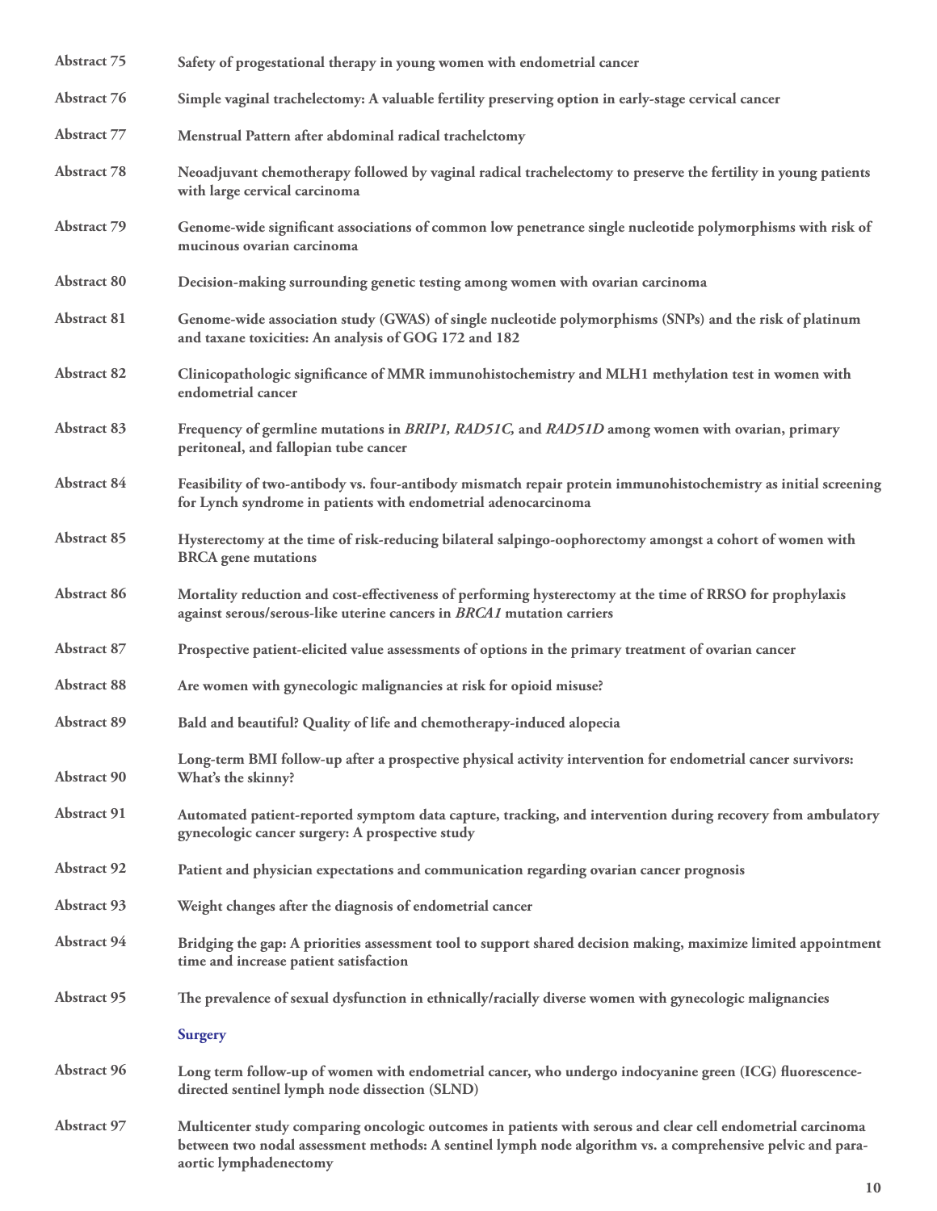**Abstract 75** Safety of progestational therapy in young women with endometrial cancer

**Abstract 76** Simple vaginal trachelectomy: A valuable fertility preserving option in early-stage cervical cancer

**Abstract 77** Menstrual Pattern after abdominal radical trachelctomy

**Abstract 78** Neoadjuvant chemotherapy followed by vaginal radical trachelectomy to preserve the fertility in young patients with large cervical carcinoma

**Abstract 79** Genome-wide significant associations of common low penetrance single nucleotide polymorphisms with risk of mucinous ovarian carcinoma

**Abstract 80** Decision-making surrounding genetic testing among women with ovarian carcinoma

**Abstract 81** Genome-wide association study (GWAS) of single nucleotide polymorphisms (SNPs) and the risk of platinum and taxane toxicities: An analysis of GOG 172 and 182

**Abstract 82** Clinicopathologic significance of MMR immunohistochemistry and MLH1 methylation test in women with endometrial cancer

**Abstract 83** Frequency of germline mutations in *BRIP1, RAD51C,* and *RAD51D* among women with ovarian, primary peritoneal, and fallopian tube cancer

**Abstract 84** Feasibility of two-antibody vs. four-antibody mismatch repair protein immunohistochemistry as initial screening for Lynch syndrome in patients with endometrial adenocarcinoma

**Abstract 85** Hysterectomy at the time of risk-reducing bilateral salpingo-oophorectomy amongst a cohort of women with BRCA gene mutations

**Abstract 86** Mortality reduction and cost-effectiveness of performing hysterectomy at the time of RRSO for prophylaxis against serous/serous-like uterine cancers in *BRCA1* mutation carriers

**Abstract 87** Prospective patient-elicited value assessments of options in the primary treatment of ovarian cancer

**Abstract 88** Are women with gynecologic malignancies at risk for opioid misuse?

**Abstract 89** Bald and beautiful? Quality of life and chemotherapy-induced alopecia

**Abstract 90** Long-term BMI follow-up after a prospective physical activity intervention for endometrial cancer survivors: What's the skinny?

**Abstract 91** Automated patient-reported symptom data capture, tracking, and intervention during recovery from ambulatory gynecologic cancer surgery: A prospective study

**Abstract 92** Patient and physician expectations and communication regarding ovarian cancer prognosis

**Abstract 93** Weight changes after the diagnosis of endometrial cancer

**Abstract 94** Bridging the gap: A priorities assessment tool to support shared decision making, maximize limited appointment time and increase patient satisfaction

**Abstract 95** The prevalence of sexual dysfunction in ethnically/racially diverse women with gynecologic malignancies

## Surgery

**Abstract 96** Long term follow-up of women with endometrial cancer, who undergo indocyanine green (ICG) fluorescence-directed sentinel lymph node dissection (SLND)

**Abstract 97** Multicenter study comparing oncologic outcomes in patients with serous and clear cell endometrial carcinoma between two nodal assessment methods: A sentinel lymph node algorithm vs. a comprehensive pelvic and para-aortic lymphadenectomy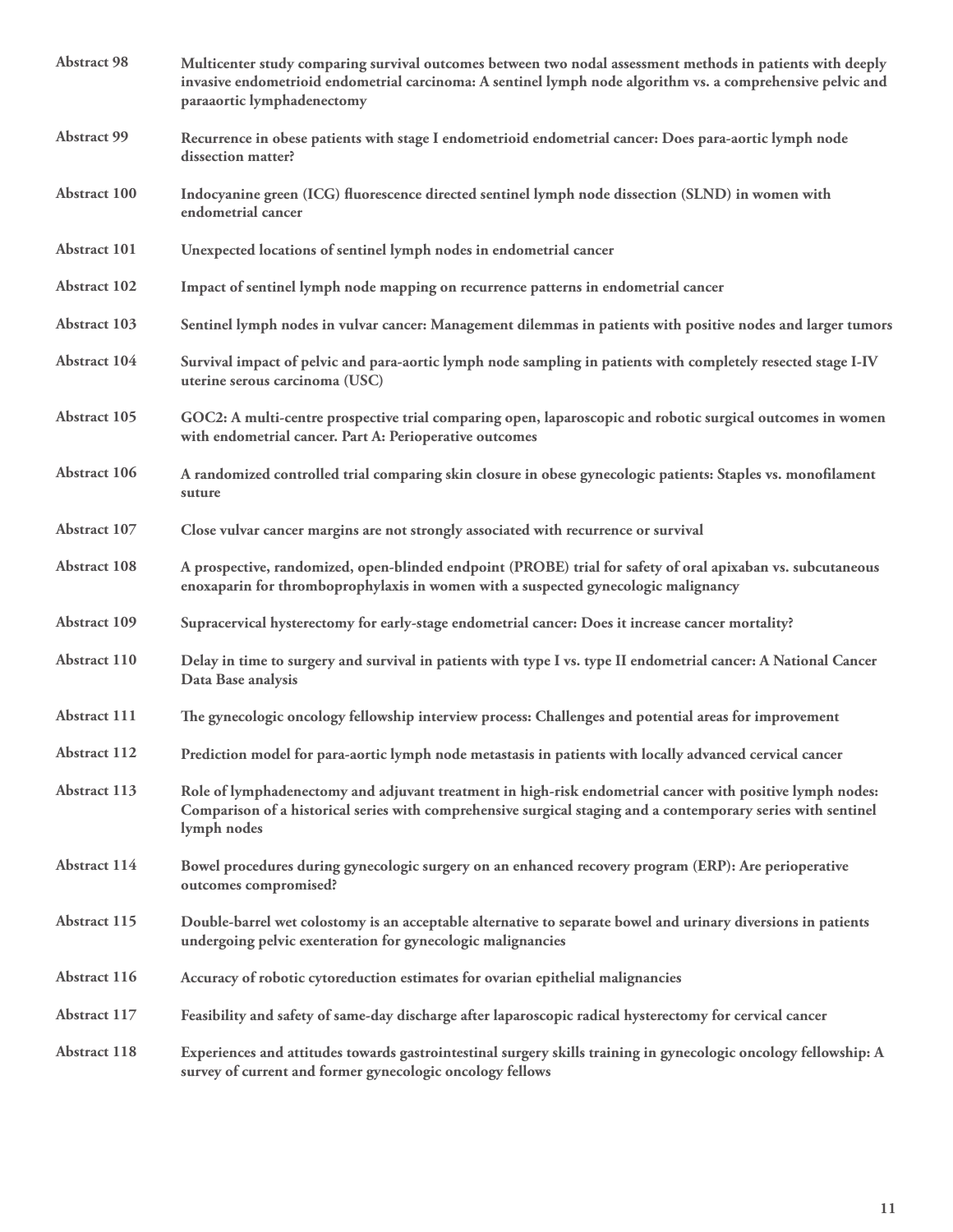**Abstract 98** **Multicenter study comparing survival outcomes between two nodal assessment methods in patients with deeply invasive endometrioid endometrial carcinoma: A sentinel lymph node algorithm vs. a comprehensive pelvic and paraaortic lymphadenectomy**

**Abstract 99** **Recurrence in obese patients with stage I endometrioid endometrial cancer: Does para-aortic lymph node dissection matter?**

**Abstract 100** **Indocyanine green (ICG) fluorescence directed sentinel lymph node dissection (SLND) in women with endometrial cancer**

**Abstract 101** **Unexpected locations of sentinel lymph nodes in endometrial cancer**

**Abstract 102** **Impact of sentinel lymph node mapping on recurrence patterns in endometrial cancer**

**Abstract 103** **Sentinel lymph nodes in vulvar cancer: Management dilemmas in patients with positive nodes and larger tumors**

**Abstract 104** **Survival impact of pelvic and para-aortic lymph node sampling in patients with completely resected stage I-IV uterine serous carcinoma (USC)**

**Abstract 105** **GOC2: A multi-centre prospective trial comparing open, laparoscopic and robotic surgical outcomes in women with endometrial cancer. Part A: Perioperative outcomes**

**Abstract 106** **A randomized controlled trial comparing skin closure in obese gynecologic patients: Staples vs. monofilament suture**

**Abstract 107** **Close vulvar cancer margins are not strongly associated with recurrence or survival**

**Abstract 108** **A prospective, randomized, open-blinded endpoint (PROBE) trial for safety of oral apixaban vs. subcutaneous enoxaparin for thromboprophylaxis in women with a suspected gynecologic malignancy**

**Abstract 109** **Supracervical hysterectomy for early-stage endometrial cancer: Does it increase cancer mortality?**

**Abstract 110** **Delay in time to surgery and survival in patients with type I vs. type II endometrial cancer: A National Cancer Data Base analysis**

**Abstract 111** **The gynecologic oncology fellowship interview process: Challenges and potential areas for improvement**

**Abstract 112** **Prediction model for para-aortic lymph node metastasis in patients with locally advanced cervical cancer**

**Abstract 113** **Role of lymphadenectomy and adjuvant treatment in high-risk endometrial cancer with positive lymph nodes: Comparison of a historical series with comprehensive surgical staging and a contemporary series with sentinel lymph nodes**

**Abstract 114** **Bowel procedures during gynecologic surgery on an enhanced recovery program (ERP): Are perioperative outcomes compromised?**

**Abstract 115** **Double-barrel wet colostomy is an acceptable alternative to separate bowel and urinary diversions in patients undergoing pelvic exenteration for gynecologic malignancies**

**Abstract 116** **Accuracy of robotic cytoreduction estimates for ovarian epithelial malignancies**

**Abstract 117** **Feasibility and safety of same-day discharge after laparoscopic radical hysterectomy for cervical cancer**

**Abstract 118** **Experiences and attitudes towards gastrointestinal surgery skills training in gynecologic oncology fellowship: A survey of current and former gynecologic oncology fellows**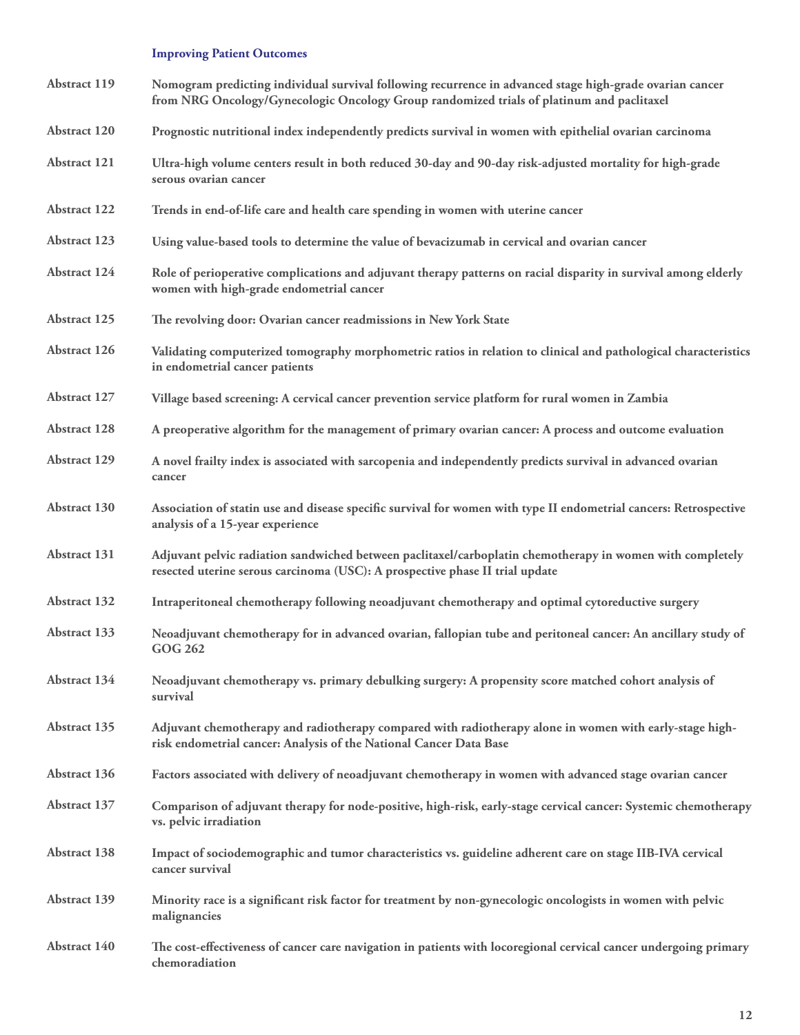## Improving Patient Outcomes

**Abstract 119** **Nomogram predicting individual survival following recurrence in advanced stage high-grade ovarian cancer from NRG Oncology/Gynecologic Oncology Group randomized trials of platinum and paclitaxel**

**Abstract 120** **Prognostic nutritional index independently predicts survival in women with epithelial ovarian carcinoma**

**Abstract 121** **Ultra-high volume centers result in both reduced 30-day and 90-day risk-adjusted mortality for high-grade serous ovarian cancer**

**Abstract 122** **Trends in end-of-life care and health care spending in women with uterine cancer**

**Abstract 123** **Using value-based tools to determine the value of bevacizumab in cervical and ovarian cancer**

**Abstract 124** **Role of perioperative complications and adjuvant therapy patterns on racial disparity in survival among elderly women with high-grade endometrial cancer**

**Abstract 125** **The revolving door: Ovarian cancer readmissions in New York State**

**Abstract 126** **Validating computerized tomography morphometric ratios in relation to clinical and pathological characteristics in endometrial cancer patients**

**Abstract 127** **Village based screening: A cervical cancer prevention service platform for rural women in Zambia**

**Abstract 128** **A preoperative algorithm for the management of primary ovarian cancer: A process and outcome evaluation**

**Abstract 129** **A novel frailty index is associated with sarcopenia and independently predicts survival in advanced ovarian cancer**

**Abstract 130** **Association of statin use and disease specific survival for women with type II endometrial cancers: Retrospective analysis of a 15-year experience**

**Abstract 131** **Adjuvant pelvic radiation sandwiched between paclitaxel/carboplatin chemotherapy in women with completely resected uterine serous carcinoma (USC): A prospective phase II trial update**

**Abstract 132** **Intraperitoneal chemotherapy following neoadjuvant chemotherapy and optimal cytoreductive surgery**

**Abstract 133** **Neoadjuvant chemotherapy for in advanced ovarian, fallopian tube and peritoneal cancer: An ancillary study of GOG 262**

**Abstract 134** **Neoadjuvant chemotherapy vs. primary debulking surgery: A propensity score matched cohort analysis of survival**

**Abstract 135** **Adjuvant chemotherapy and radiotherapy compared with radiotherapy alone in women with early-stage high-risk endometrial cancer: Analysis of the National Cancer Data Base**

**Abstract 136** **Factors associated with delivery of neoadjuvant chemotherapy in women with advanced stage ovarian cancer**

**Abstract 137** **Comparison of adjuvant therapy for node-positive, high-risk, early-stage cervical cancer: Systemic chemotherapy vs. pelvic irradiation**

**Abstract 138** **Impact of sociodemographic and tumor characteristics vs. guideline adherent care on stage IIB-IVA cervical cancer survival**

**Abstract 139** **Minority race is a significant risk factor for treatment by non-gynecologic oncologists in women with pelvic malignancies**

**Abstract 140** **The cost-effectiveness of cancer care navigation in patients with locoregional cervical cancer undergoing primary chemoradiation**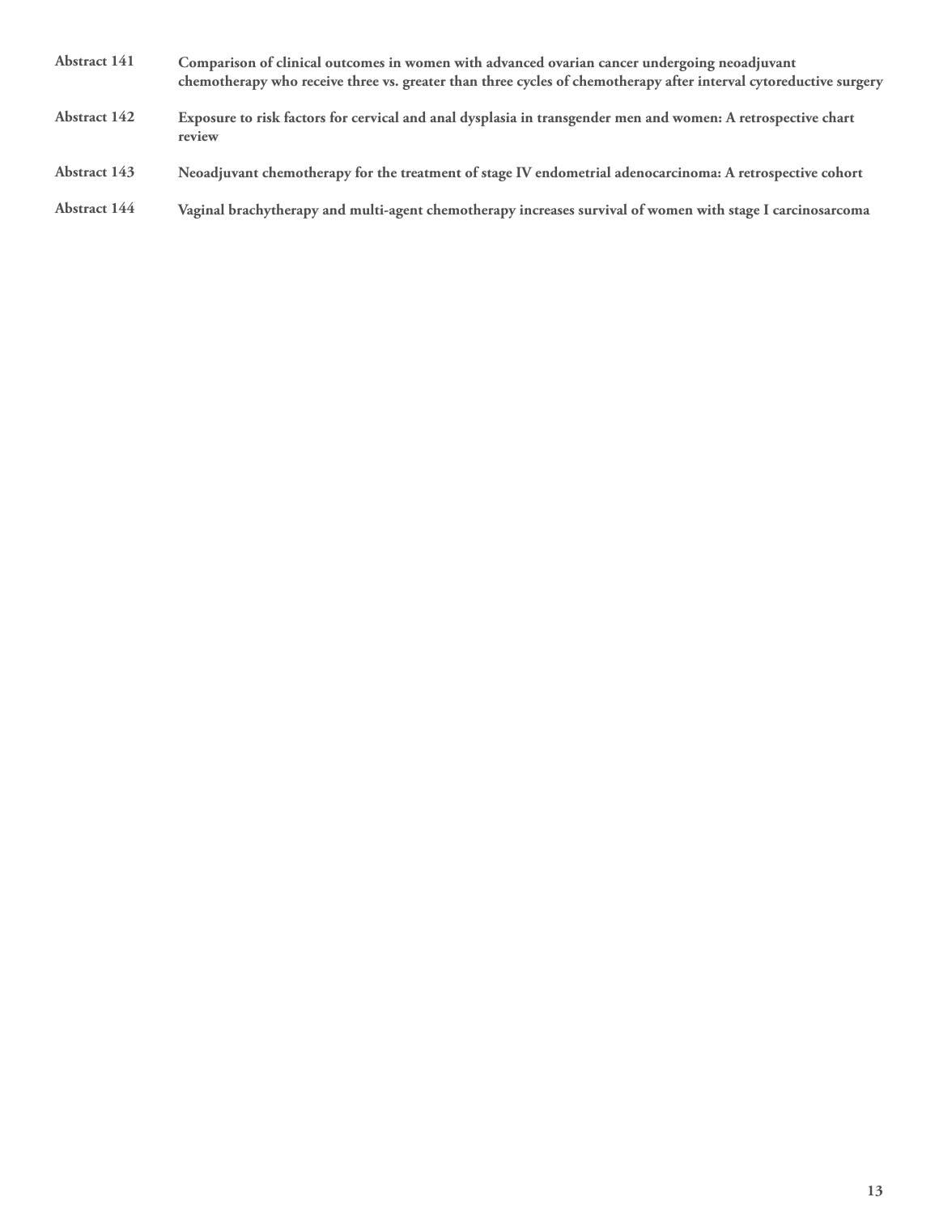| | |
|---|---|
| **Abstract 141** | **Comparison of clinical outcomes in women with advanced ovarian cancer undergoing neoadjuvant chemotherapy who receive three vs. greater than three cycles of chemotherapy after interval cytoreductive surgery** |
| **Abstract 142** | **Exposure to risk factors for cervical and anal dysplasia in transgender men and women: A retrospective chart review** |
| **Abstract 143** | **Neoadjuvant chemotherapy for the treatment of stage IV endometrial adenocarcinoma: A retrospective cohort** |
| **Abstract 144** | **Vaginal brachytherapy and multi-agent chemotherapy increases survival of women with stage I carcinosarcoma** |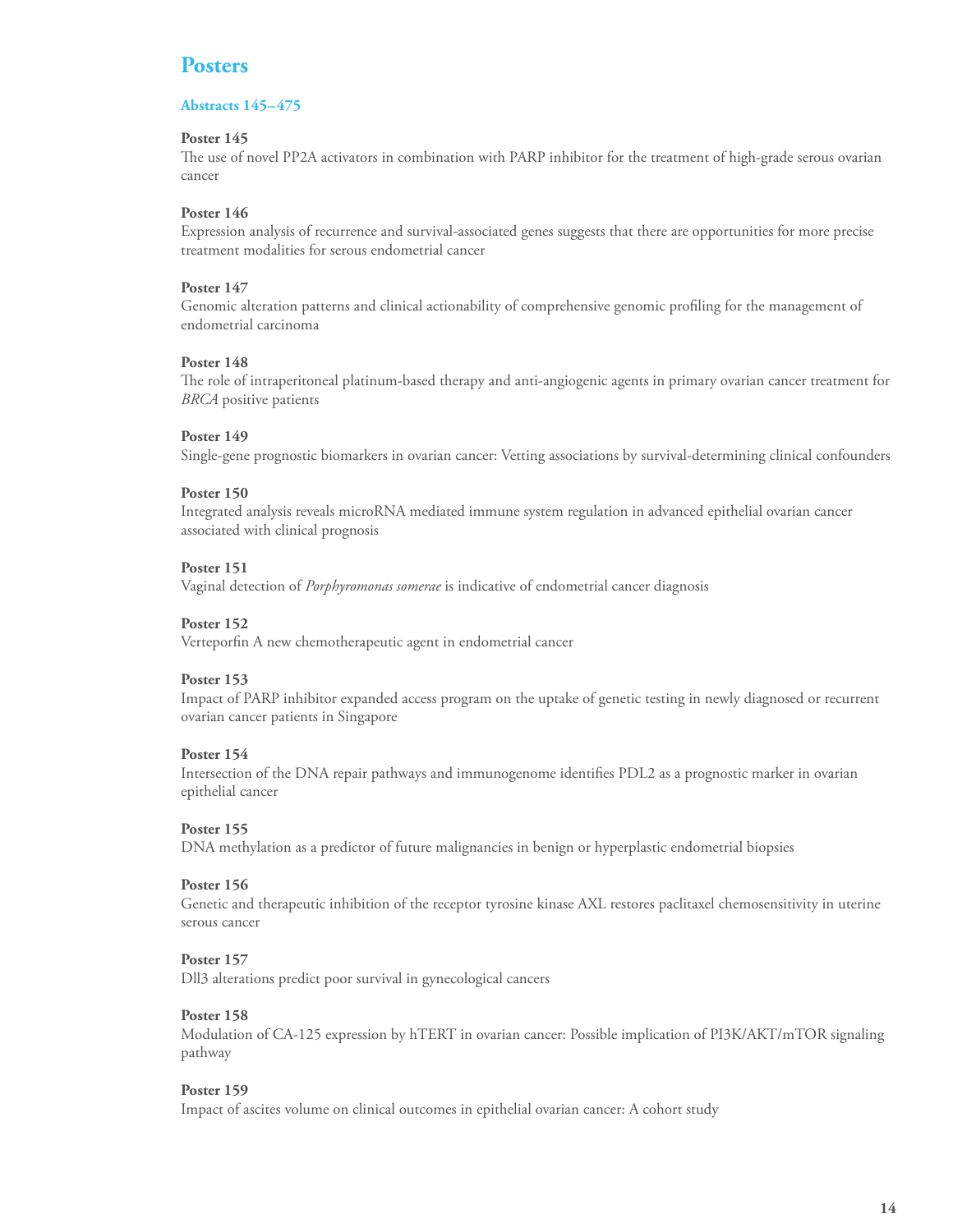# Posters

### Abstracts 145–475

**Poster 145**
The use of novel PP2A activators in combination with PARP inhibitor for the treatment of high-grade serous ovarian cancer

**Poster 146**
Expression analysis of recurrence and survival-associated genes suggests that there are opportunities for more precise treatment modalities for serous endometrial cancer

**Poster 147**
Genomic alteration patterns and clinical actionability of comprehensive genomic profiling for the management of endometrial carcinoma

**Poster 148**
The role of intraperitoneal platinum-based therapy and anti-angiogenic agents in primary ovarian cancer treatment for *BRCA* positive patients

**Poster 149**
Single-gene prognostic biomarkers in ovarian cancer: Vetting associations by survival-determining clinical confounders

**Poster 150**
Integrated analysis reveals microRNA mediated immune system regulation in advanced epithelial ovarian cancer associated with clinical prognosis

**Poster 151**
Vaginal detection of *Porphyromonas somerae* is indicative of endometrial cancer diagnosis

**Poster 152**
Verteporfin A new chemotherapeutic agent in endometrial cancer

**Poster 153**
Impact of PARP inhibitor expanded access program on the uptake of genetic testing in newly diagnosed or recurrent ovarian cancer patients in Singapore

**Poster 154**
Intersection of the DNA repair pathways and immunogenome identifies PDL2 as a prognostic marker in ovarian epithelial cancer

**Poster 155**
DNA methylation as a predictor of future malignancies in benign or hyperplastic endometrial biopsies

**Poster 156**
Genetic and therapeutic inhibition of the receptor tyrosine kinase AXL restores paclitaxel chemosensitivity in uterine serous cancer

**Poster 157**
Dll3 alterations predict poor survival in gynecological cancers

**Poster 158**
Modulation of CA-125 expression by hTERT in ovarian cancer: Possible implication of PI3K/AKT/mTOR signaling pathway

**Poster 159**
Impact of ascites volume on clinical outcomes in epithelial ovarian cancer: A cohort study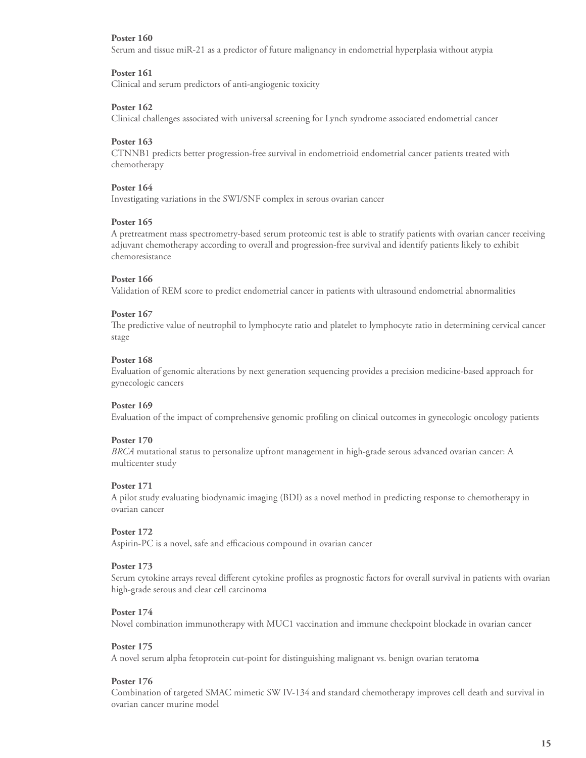**Poster 160**
Serum and tissue miR-21 as a predictor of future malignancy in endometrial hyperplasia without atypia

**Poster 161**
Clinical and serum predictors of anti-angiogenic toxicity

**Poster 162**
Clinical challenges associated with universal screening for Lynch syndrome associated endometrial cancer

**Poster 163**
CTNNB1 predicts better progression-free survival in endometrioid endometrial cancer patients treated with chemotherapy

**Poster 164**
Investigating variations in the SWI/SNF complex in serous ovarian cancer

**Poster 165**
A pretreatment mass spectrometry-based serum proteomic test is able to stratify patients with ovarian cancer receiving adjuvant chemotherapy according to overall and progression-free survival and identify patients likely to exhibit chemoresistance

**Poster 166**
Validation of REM score to predict endometrial cancer in patients with ultrasound endometrial abnormalities

**Poster 167**
The predictive value of neutrophil to lymphocyte ratio and platelet to lymphocyte ratio in determining cervical cancer stage

**Poster 168**
Evaluation of genomic alterations by next generation sequencing provides a precision medicine-based approach for gynecologic cancers

**Poster 169**
Evaluation of the impact of comprehensive genomic profiling on clinical outcomes in gynecologic oncology patients

**Poster 170**
*BRCA* mutational status to personalize upfront management in high-grade serous advanced ovarian cancer: A multicenter study

**Poster 171**
A pilot study evaluating biodynamic imaging (BDI) as a novel method in predicting response to chemotherapy in ovarian cancer

**Poster 172**
Aspirin-PC is a novel, safe and efficacious compound in ovarian cancer

**Poster 173**
Serum cytokine arrays reveal different cytokine profiles as prognostic factors for overall survival in patients with ovarian high-grade serous and clear cell carcinoma

**Poster 174**
Novel combination immunotherapy with MUC1 vaccination and immune checkpoint blockade in ovarian cancer

**Poster 175**
A novel serum alpha fetoprotein cut-point for distinguishing malignant vs. benign ovarian teratoma

**Poster 176**
Combination of targeted SMAC mimetic SW IV-134 and standard chemotherapy improves cell death and survival in ovarian cancer murine model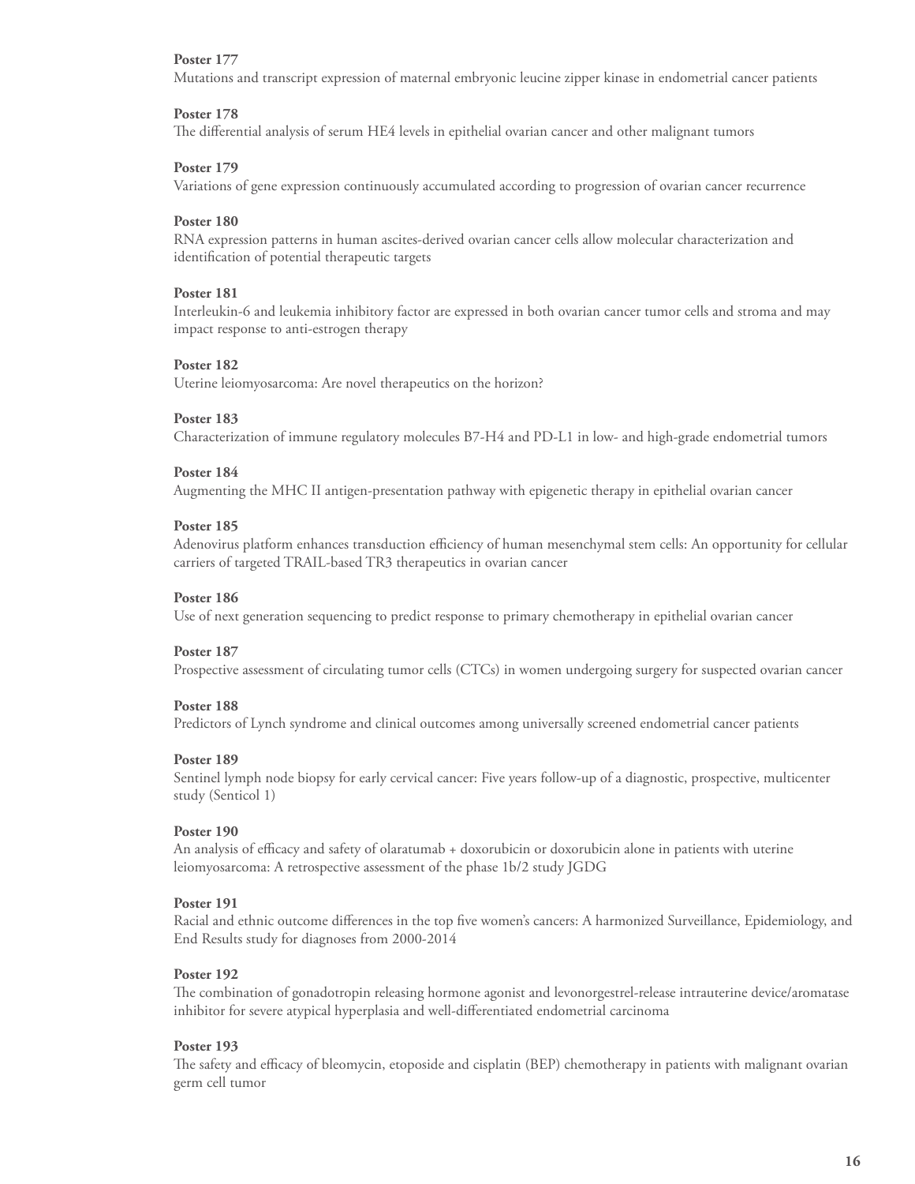**Poster 177**
Mutations and transcript expression of maternal embryonic leucine zipper kinase in endometrial cancer patients

**Poster 178**
The differential analysis of serum HE4 levels in epithelial ovarian cancer and other malignant tumors

**Poster 179**
Variations of gene expression continuously accumulated according to progression of ovarian cancer recurrence

**Poster 180**
RNA expression patterns in human ascites-derived ovarian cancer cells allow molecular characterization and identification of potential therapeutic targets

**Poster 181**
Interleukin-6 and leukemia inhibitory factor are expressed in both ovarian cancer tumor cells and stroma and may impact response to anti-estrogen therapy

**Poster 182**
Uterine leiomyosarcoma: Are novel therapeutics on the horizon?

**Poster 183**
Characterization of immune regulatory molecules B7-H4 and PD-L1 in low- and high-grade endometrial tumors

**Poster 184**
Augmenting the MHC II antigen-presentation pathway with epigenetic therapy in epithelial ovarian cancer

**Poster 185**
Adenovirus platform enhances transduction efficiency of human mesenchymal stem cells: An opportunity for cellular carriers of targeted TRAIL-based TR3 therapeutics in ovarian cancer

**Poster 186**
Use of next generation sequencing to predict response to primary chemotherapy in epithelial ovarian cancer

**Poster 187**
Prospective assessment of circulating tumor cells (CTCs) in women undergoing surgery for suspected ovarian cancer

**Poster 188**
Predictors of Lynch syndrome and clinical outcomes among universally screened endometrial cancer patients

**Poster 189**
Sentinel lymph node biopsy for early cervical cancer: Five years follow-up of a diagnostic, prospective, multicenter study (Senticol 1)

**Poster 190**
An analysis of efficacy and safety of olaratumab + doxorubicin or doxorubicin alone in patients with uterine leiomyosarcoma: A retrospective assessment of the phase 1b/2 study JGDG

**Poster 191**
Racial and ethnic outcome differences in the top five women's cancers: A harmonized Surveillance, Epidemiology, and End Results study for diagnoses from 2000-2014

**Poster 192**
The combination of gonadotropin releasing hormone agonist and levonorgestrel-release intrauterine device/aromatase inhibitor for severe atypical hyperplasia and well-differentiated endometrial carcinoma

**Poster 193**
The safety and efficacy of bleomycin, etoposide and cisplatin (BEP) chemotherapy in patients with malignant ovarian germ cell tumor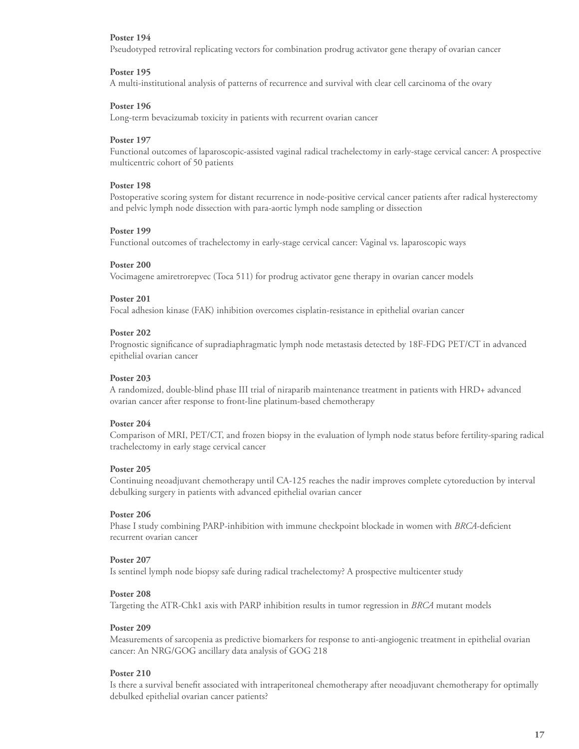**Poster 194**
Pseudotyped retroviral replicating vectors for combination prodrug activator gene therapy of ovarian cancer

**Poster 195**
A multi-institutional analysis of patterns of recurrence and survival with clear cell carcinoma of the ovary

**Poster 196**
Long-term bevacizumab toxicity in patients with recurrent ovarian cancer

**Poster 197**
Functional outcomes of laparoscopic-assisted vaginal radical trachelectomy in early-stage cervical cancer: A prospective multicentric cohort of 50 patients

**Poster 198**
Postoperative scoring system for distant recurrence in node-positive cervical cancer patients after radical hysterectomy and pelvic lymph node dissection with para-aortic lymph node sampling or dissection

**Poster 199**
Functional outcomes of trachelectomy in early-stage cervical cancer: Vaginal vs. laparoscopic ways

**Poster 200**
Vocimagene amiretrorepvec (Toca 511) for prodrug activator gene therapy in ovarian cancer models

**Poster 201**
Focal adhesion kinase (FAK) inhibition overcomes cisplatin-resistance in epithelial ovarian cancer

**Poster 202**
Prognostic significance of supradiaphragmatic lymph node metastasis detected by 18F-FDG PET/CT in advanced epithelial ovarian cancer

**Poster 203**
A randomized, double-blind phase III trial of niraparib maintenance treatment in patients with HRD+ advanced ovarian cancer after response to front-line platinum-based chemotherapy

**Poster 204**
Comparison of MRI, PET/CT, and frozen biopsy in the evaluation of lymph node status before fertility-sparing radical trachelectomy in early stage cervical cancer

**Poster 205**
Continuing neoadjuvant chemotherapy until CA-125 reaches the nadir improves complete cytoreduction by interval debulking surgery in patients with advanced epithelial ovarian cancer

**Poster 206**
Phase I study combining PARP-inhibition with immune checkpoint blockade in women with *BRCA*-deficient recurrent ovarian cancer

**Poster 207**
Is sentinel lymph node biopsy safe during radical trachelectomy? A prospective multicenter study

**Poster 208**
Targeting the ATR-Chk1 axis with PARP inhibition results in tumor regression in *BRCA* mutant models

**Poster 209**
Measurements of sarcopenia as predictive biomarkers for response to anti-angiogenic treatment in epithelial ovarian cancer: An NRG/GOG ancillary data analysis of GOG 218

**Poster 210**
Is there a survival benefit associated with intraperitoneal chemotherapy after neoadjuvant chemotherapy for optimally debulked epithelial ovarian cancer patients?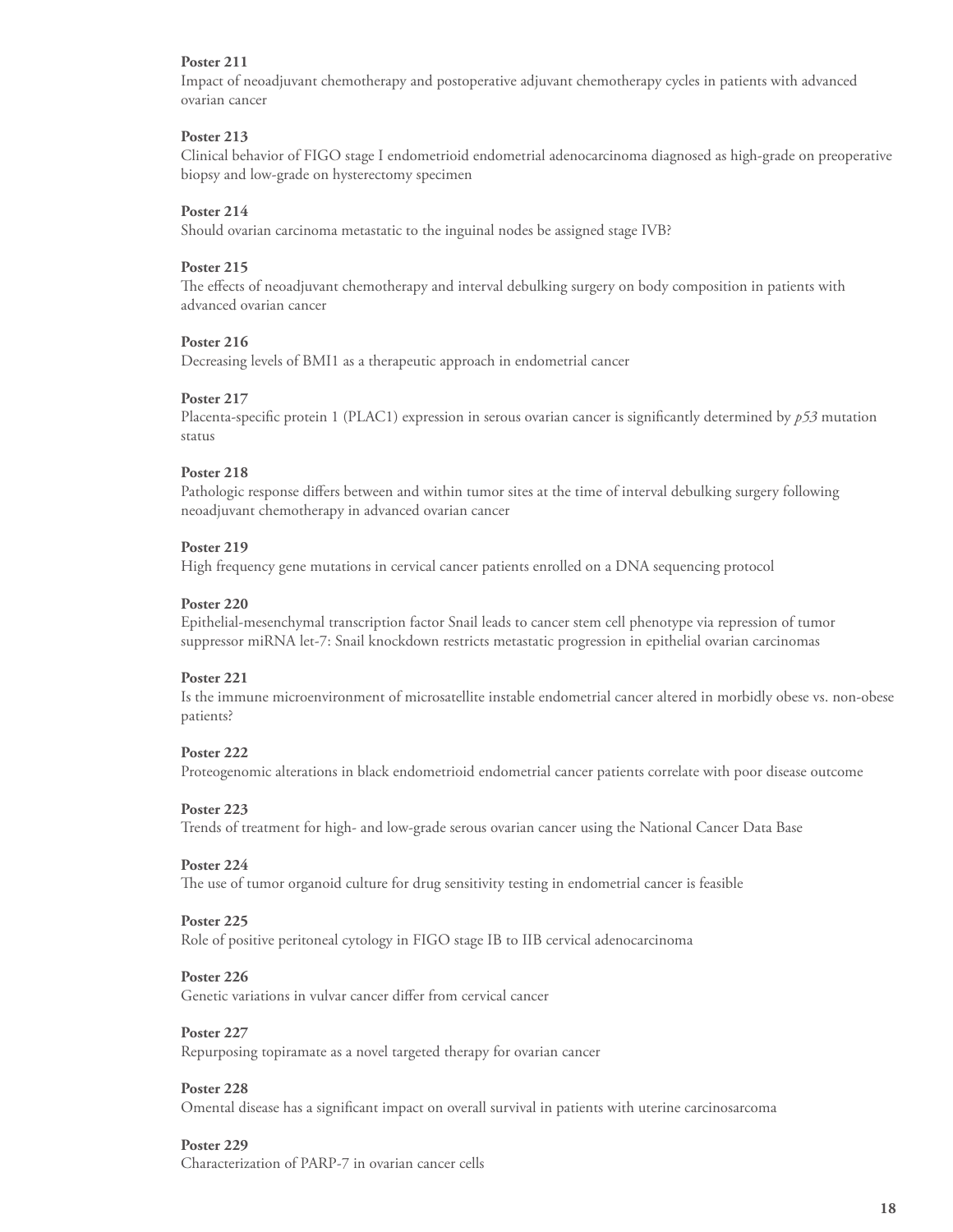**Poster 211**
Impact of neoadjuvant chemotherapy and postoperative adjuvant chemotherapy cycles in patients with advanced ovarian cancer

**Poster 213**
Clinical behavior of FIGO stage I endometrioid endometrial adenocarcinoma diagnosed as high-grade on preoperative biopsy and low-grade on hysterectomy specimen

**Poster 214**
Should ovarian carcinoma metastatic to the inguinal nodes be assigned stage IVB?

**Poster 215**
The effects of neoadjuvant chemotherapy and interval debulking surgery on body composition in patients with advanced ovarian cancer

**Poster 216**
Decreasing levels of BMI1 as a therapeutic approach in endometrial cancer

**Poster 217**
Placenta-specific protein 1 (PLAC1) expression in serous ovarian cancer is significantly determined by *p53* mutation status

**Poster 218**
Pathologic response differs between and within tumor sites at the time of interval debulking surgery following neoadjuvant chemotherapy in advanced ovarian cancer

**Poster 219**
High frequency gene mutations in cervical cancer patients enrolled on a DNA sequencing protocol

**Poster 220**
Epithelial-mesenchymal transcription factor Snail leads to cancer stem cell phenotype via repression of tumor suppressor miRNA let-7: Snail knockdown restricts metastatic progression in epithelial ovarian carcinomas

**Poster 221**
Is the immune microenvironment of microsatellite instable endometrial cancer altered in morbidly obese vs. non-obese patients?

**Poster 222**
Proteogenomic alterations in black endometrioid endometrial cancer patients correlate with poor disease outcome

**Poster 223**
Trends of treatment for high- and low-grade serous ovarian cancer using the National Cancer Data Base

**Poster 224**
The use of tumor organoid culture for drug sensitivity testing in endometrial cancer is feasible

**Poster 225**
Role of positive peritoneal cytology in FIGO stage IB to IIB cervical adenocarcinoma

**Poster 226**
Genetic variations in vulvar cancer differ from cervical cancer

**Poster 227**
Repurposing topiramate as a novel targeted therapy for ovarian cancer

**Poster 228**
Omental disease has a significant impact on overall survival in patients with uterine carcinosarcoma

**Poster 229**
Characterization of PARP-7 in ovarian cancer cells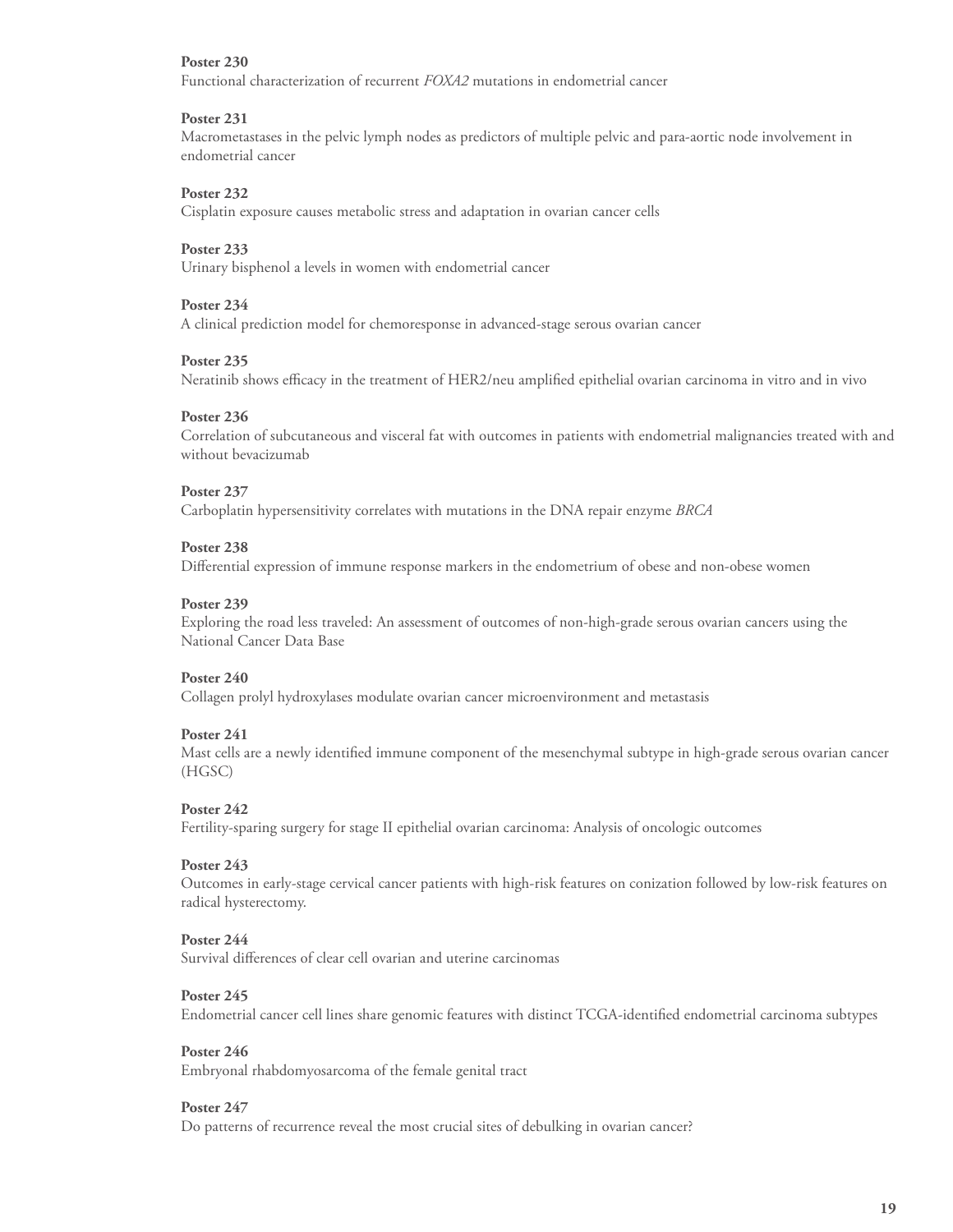**Poster 230**
Functional characterization of recurrent *FOXA2* mutations in endometrial cancer

**Poster 231**
Macrometastases in the pelvic lymph nodes as predictors of multiple pelvic and para-aortic node involvement in endometrial cancer

**Poster 232**
Cisplatin exposure causes metabolic stress and adaptation in ovarian cancer cells

**Poster 233**
Urinary bisphenol a levels in women with endometrial cancer

**Poster 234**
A clinical prediction model for chemoresponse in advanced-stage serous ovarian cancer

**Poster 235**
Neratinib shows efficacy in the treatment of HER2/neu amplified epithelial ovarian carcinoma in vitro and in vivo

**Poster 236**
Correlation of subcutaneous and visceral fat with outcomes in patients with endometrial malignancies treated with and without bevacizumab

**Poster 237**
Carboplatin hypersensitivity correlates with mutations in the DNA repair enzyme *BRCA*

**Poster 238**
Differential expression of immune response markers in the endometrium of obese and non-obese women

**Poster 239**
Exploring the road less traveled: An assessment of outcomes of non-high-grade serous ovarian cancers using the National Cancer Data Base

**Poster 240**
Collagen prolyl hydroxylases modulate ovarian cancer microenvironment and metastasis

**Poster 241**
Mast cells are a newly identified immune component of the mesenchymal subtype in high-grade serous ovarian cancer (HGSC)

**Poster 242**
Fertility-sparing surgery for stage II epithelial ovarian carcinoma: Analysis of oncologic outcomes

**Poster 243**
Outcomes in early-stage cervical cancer patients with high-risk features on conization followed by low-risk features on radical hysterectomy.

**Poster 244**
Survival differences of clear cell ovarian and uterine carcinomas

**Poster 245**
Endometrial cancer cell lines share genomic features with distinct TCGA-identified endometrial carcinoma subtypes

**Poster 246**
Embryonal rhabdomyosarcoma of the female genital tract

**Poster 247**
Do patterns of recurrence reveal the most crucial sites of debulking in ovarian cancer?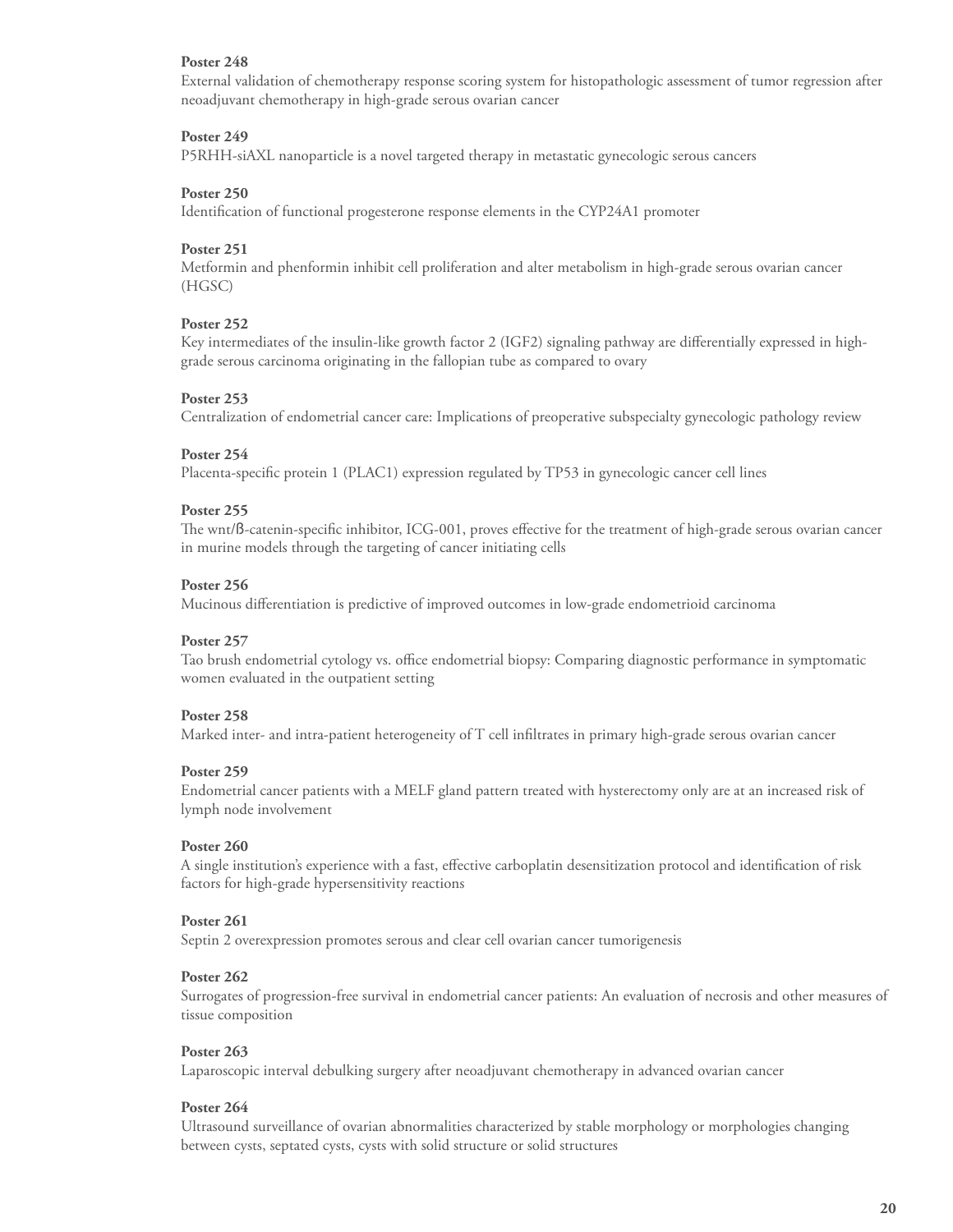**Poster 248**
External validation of chemotherapy response scoring system for histopathologic assessment of tumor regression after neoadjuvant chemotherapy in high-grade serous ovarian cancer

**Poster 249**
P5RHH-siAXL nanoparticle is a novel targeted therapy in metastatic gynecologic serous cancers

**Poster 250**
Identification of functional progesterone response elements in the CYP24A1 promoter

**Poster 251**
Metformin and phenformin inhibit cell proliferation and alter metabolism in high-grade serous ovarian cancer (HGSC)

**Poster 252**
Key intermediates of the insulin-like growth factor 2 (IGF2) signaling pathway are differentially expressed in high-grade serous carcinoma originating in the fallopian tube as compared to ovary

**Poster 253**
Centralization of endometrial cancer care: Implications of preoperative subspecialty gynecologic pathology review

**Poster 254**
Placenta-specific protein 1 (PLAC1) expression regulated by TP53 in gynecologic cancer cell lines

**Poster 255**
The wnt/ß-catenin-specific inhibitor, ICG-001, proves effective for the treatment of high-grade serous ovarian cancer in murine models through the targeting of cancer initiating cells

**Poster 256**
Mucinous differentiation is predictive of improved outcomes in low-grade endometrioid carcinoma

**Poster 257**
Tao brush endometrial cytology vs. office endometrial biopsy: Comparing diagnostic performance in symptomatic women evaluated in the outpatient setting

**Poster 258**
Marked inter- and intra-patient heterogeneity of T cell infiltrates in primary high-grade serous ovarian cancer

**Poster 259**
Endometrial cancer patients with a MELF gland pattern treated with hysterectomy only are at an increased risk of lymph node involvement

**Poster 260**
A single institution's experience with a fast, effective carboplatin desensitization protocol and identification of risk factors for high-grade hypersensitivity reactions

**Poster 261**
Septin 2 overexpression promotes serous and clear cell ovarian cancer tumorigenesis

**Poster 262**
Surrogates of progression-free survival in endometrial cancer patients: An evaluation of necrosis and other measures of tissue composition

**Poster 263**
Laparoscopic interval debulking surgery after neoadjuvant chemotherapy in advanced ovarian cancer

**Poster 264**
Ultrasound surveillance of ovarian abnormalities characterized by stable morphology or morphologies changing between cysts, septated cysts, cysts with solid structure or solid structures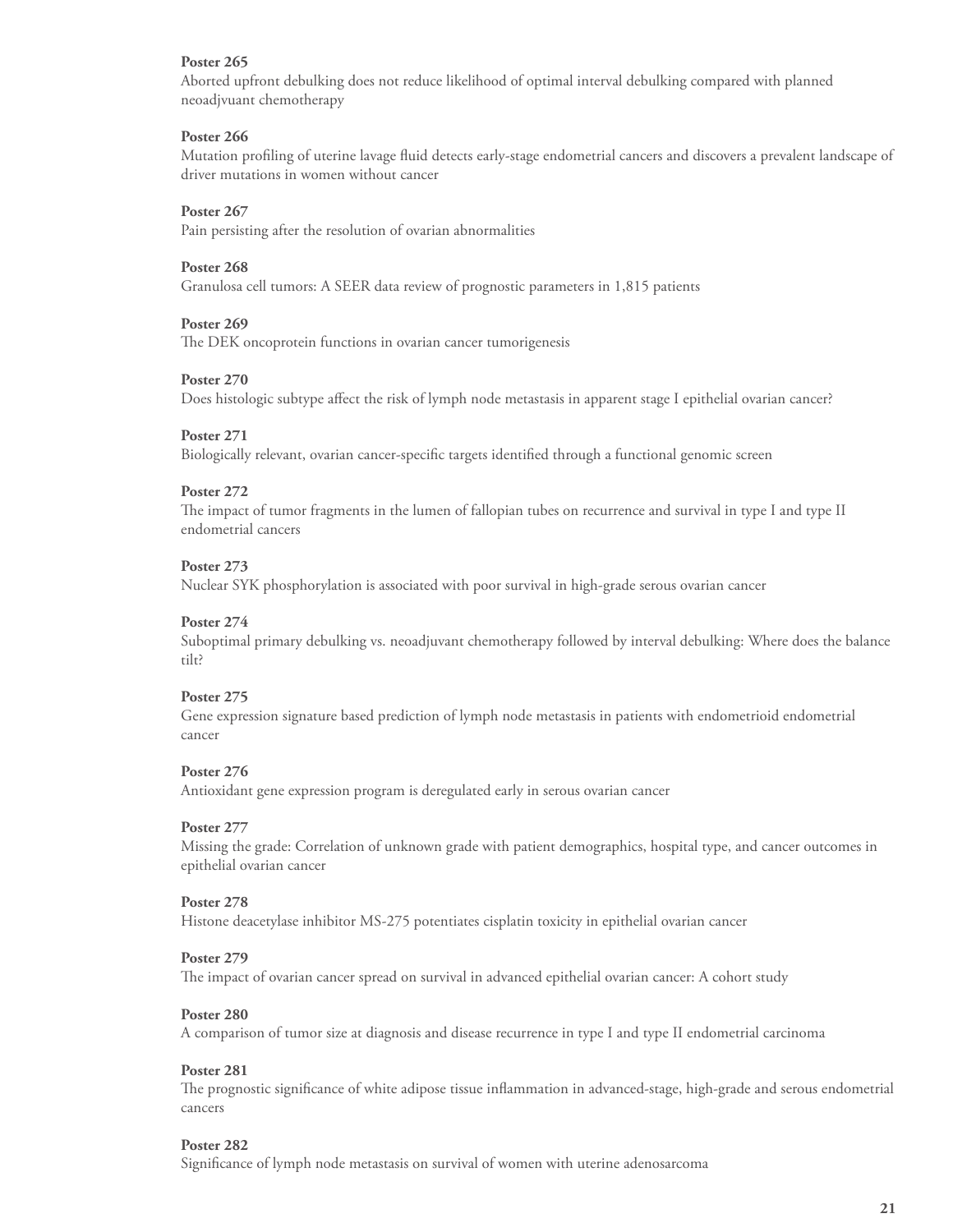**Poster 265**
Aborted upfront debulking does not reduce likelihood of optimal interval debulking compared with planned neoadjvuant chemotherapy

**Poster 266**
Mutation profiling of uterine lavage fluid detects early-stage endometrial cancers and discovers a prevalent landscape of driver mutations in women without cancer

**Poster 267**
Pain persisting after the resolution of ovarian abnormalities

**Poster 268**
Granulosa cell tumors: A SEER data review of prognostic parameters in 1,815 patients

**Poster 269**
The DEK oncoprotein functions in ovarian cancer tumorigenesis

**Poster 270**
Does histologic subtype affect the risk of lymph node metastasis in apparent stage I epithelial ovarian cancer?

**Poster 271**
Biologically relevant, ovarian cancer-specific targets identified through a functional genomic screen

**Poster 272**
The impact of tumor fragments in the lumen of fallopian tubes on recurrence and survival in type I and type II endometrial cancers

**Poster 273**
Nuclear SYK phosphorylation is associated with poor survival in high-grade serous ovarian cancer

**Poster 274**
Suboptimal primary debulking vs. neoadjuvant chemotherapy followed by interval debulking: Where does the balance tilt?

**Poster 275**
Gene expression signature based prediction of lymph node metastasis in patients with endometrioid endometrial cancer

**Poster 276**
Antioxidant gene expression program is deregulated early in serous ovarian cancer

**Poster 277**
Missing the grade: Correlation of unknown grade with patient demographics, hospital type, and cancer outcomes in epithelial ovarian cancer

**Poster 278**
Histone deacetylase inhibitor MS-275 potentiates cisplatin toxicity in epithelial ovarian cancer

**Poster 279**
The impact of ovarian cancer spread on survival in advanced epithelial ovarian cancer: A cohort study

**Poster 280**
A comparison of tumor size at diagnosis and disease recurrence in type I and type II endometrial carcinoma

**Poster 281**
The prognostic significance of white adipose tissue inflammation in advanced-stage, high-grade and serous endometrial cancers

**Poster 282**
Significance of lymph node metastasis on survival of women with uterine adenosarcoma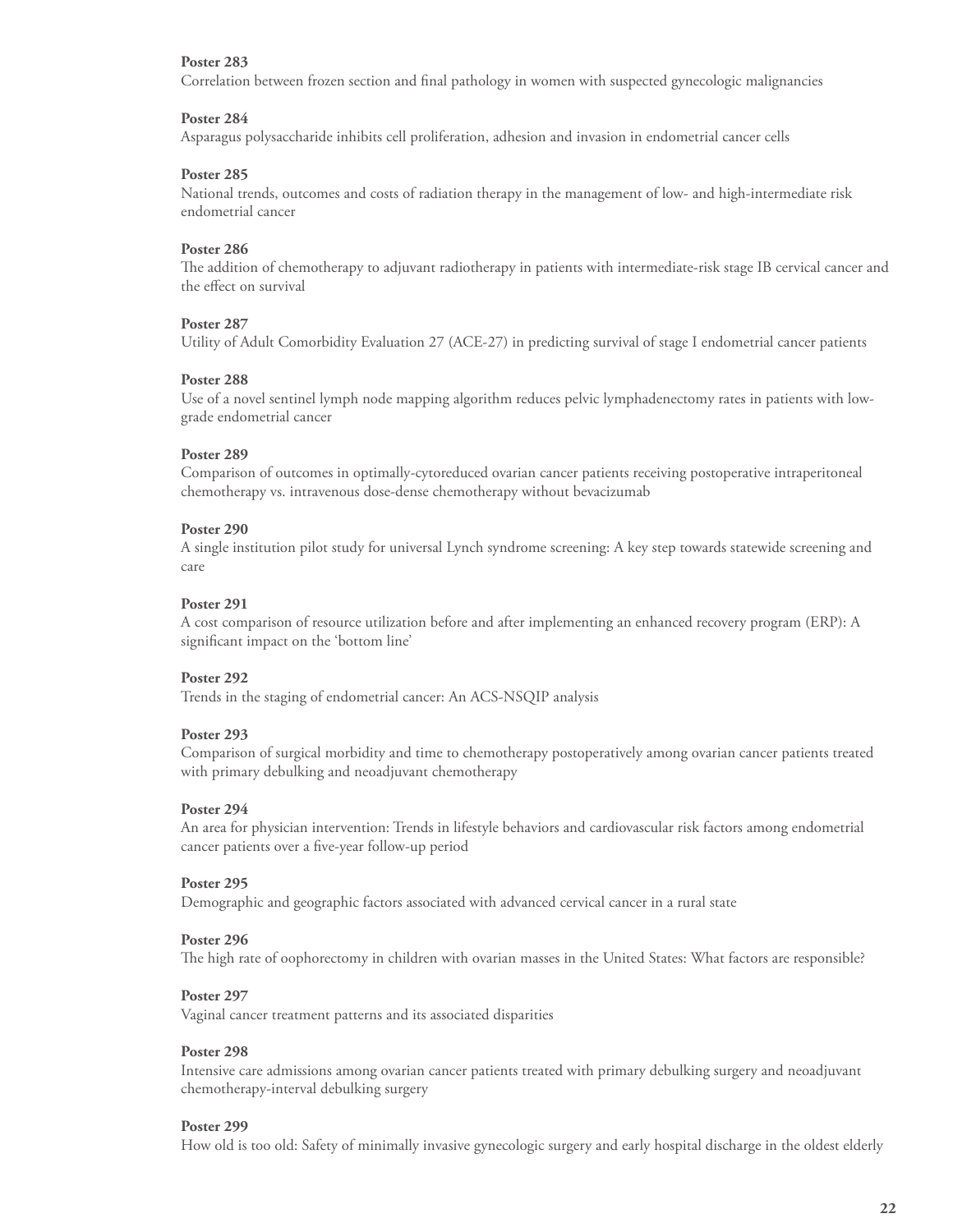**Poster 283**
Correlation between frozen section and final pathology in women with suspected gynecologic malignancies

**Poster 284**
Asparagus polysaccharide inhibits cell proliferation, adhesion and invasion in endometrial cancer cells

**Poster 285**
National trends, outcomes and costs of radiation therapy in the management of low- and high-intermediate risk endometrial cancer

**Poster 286**
The addition of chemotherapy to adjuvant radiotherapy in patients with intermediate-risk stage IB cervical cancer and the effect on survival

**Poster 287**
Utility of Adult Comorbidity Evaluation 27 (ACE-27) in predicting survival of stage I endometrial cancer patients

**Poster 288**
Use of a novel sentinel lymph node mapping algorithm reduces pelvic lymphadenectomy rates in patients with low-grade endometrial cancer

**Poster 289**
Comparison of outcomes in optimally-cytoreduced ovarian cancer patients receiving postoperative intraperitoneal chemotherapy vs. intravenous dose-dense chemotherapy without bevacizumab

**Poster 290**
A single institution pilot study for universal Lynch syndrome screening: A key step towards statewide screening and care

**Poster 291**
A cost comparison of resource utilization before and after implementing an enhanced recovery program (ERP): A significant impact on the 'bottom line'

**Poster 292**
Trends in the staging of endometrial cancer: An ACS-NSQIP analysis

**Poster 293**
Comparison of surgical morbidity and time to chemotherapy postoperatively among ovarian cancer patients treated with primary debulking and neoadjuvant chemotherapy

**Poster 294**
An area for physician intervention: Trends in lifestyle behaviors and cardiovascular risk factors among endometrial cancer patients over a five-year follow-up period

**Poster 295**
Demographic and geographic factors associated with advanced cervical cancer in a rural state

**Poster 296**
The high rate of oophorectomy in children with ovarian masses in the United States: What factors are responsible?

**Poster 297**
Vaginal cancer treatment patterns and its associated disparities

**Poster 298**
Intensive care admissions among ovarian cancer patients treated with primary debulking surgery and neoadjuvant chemotherapy-interval debulking surgery

**Poster 299**
How old is too old: Safety of minimally invasive gynecologic surgery and early hospital discharge in the oldest elderly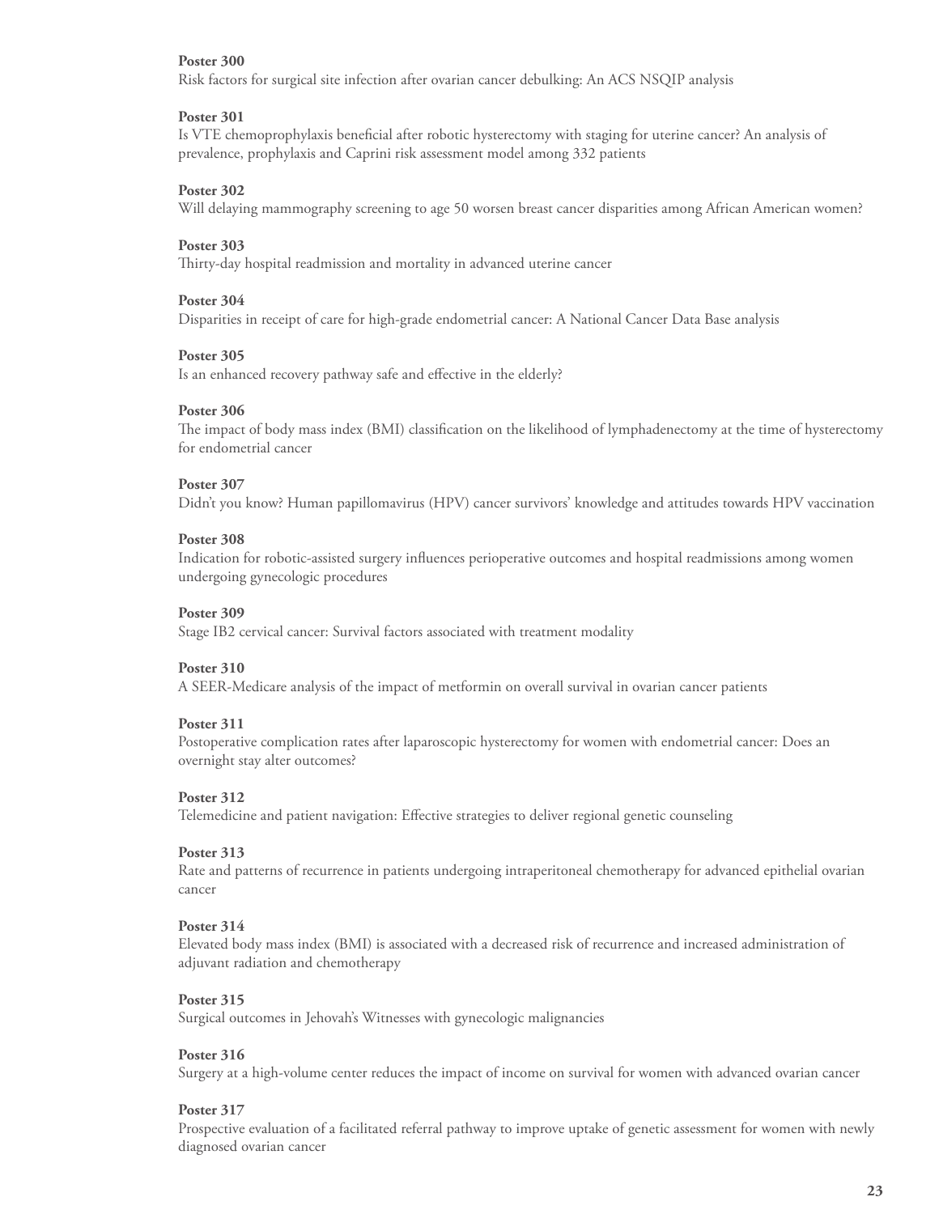**Poster 300**
Risk factors for surgical site infection after ovarian cancer debulking: An ACS NSQIP analysis

**Poster 301**
Is VTE chemoprophylaxis beneficial after robotic hysterectomy with staging for uterine cancer? An analysis of prevalence, prophylaxis and Caprini risk assessment model among 332 patients

**Poster 302**
Will delaying mammography screening to age 50 worsen breast cancer disparities among African American women?

**Poster 303**
Thirty-day hospital readmission and mortality in advanced uterine cancer

**Poster 304**
Disparities in receipt of care for high-grade endometrial cancer: A National Cancer Data Base analysis

**Poster 305**
Is an enhanced recovery pathway safe and effective in the elderly?

**Poster 306**
The impact of body mass index (BMI) classification on the likelihood of lymphadenectomy at the time of hysterectomy for endometrial cancer

**Poster 307**
Didn't you know? Human papillomavirus (HPV) cancer survivors' knowledge and attitudes towards HPV vaccination

**Poster 308**
Indication for robotic-assisted surgery influences perioperative outcomes and hospital readmissions among women undergoing gynecologic procedures

**Poster 309**
Stage IB2 cervical cancer: Survival factors associated with treatment modality

**Poster 310**
A SEER-Medicare analysis of the impact of metformin on overall survival in ovarian cancer patients

**Poster 311**
Postoperative complication rates after laparoscopic hysterectomy for women with endometrial cancer: Does an overnight stay alter outcomes?

**Poster 312**
Telemedicine and patient navigation: Effective strategies to deliver regional genetic counseling

**Poster 313**
Rate and patterns of recurrence in patients undergoing intraperitoneal chemotherapy for advanced epithelial ovarian cancer

**Poster 314**
Elevated body mass index (BMI) is associated with a decreased risk of recurrence and increased administration of adjuvant radiation and chemotherapy

**Poster 315**
Surgical outcomes in Jehovah's Witnesses with gynecologic malignancies

**Poster 316**
Surgery at a high-volume center reduces the impact of income on survival for women with advanced ovarian cancer

**Poster 317**
Prospective evaluation of a facilitated referral pathway to improve uptake of genetic assessment for women with newly diagnosed ovarian cancer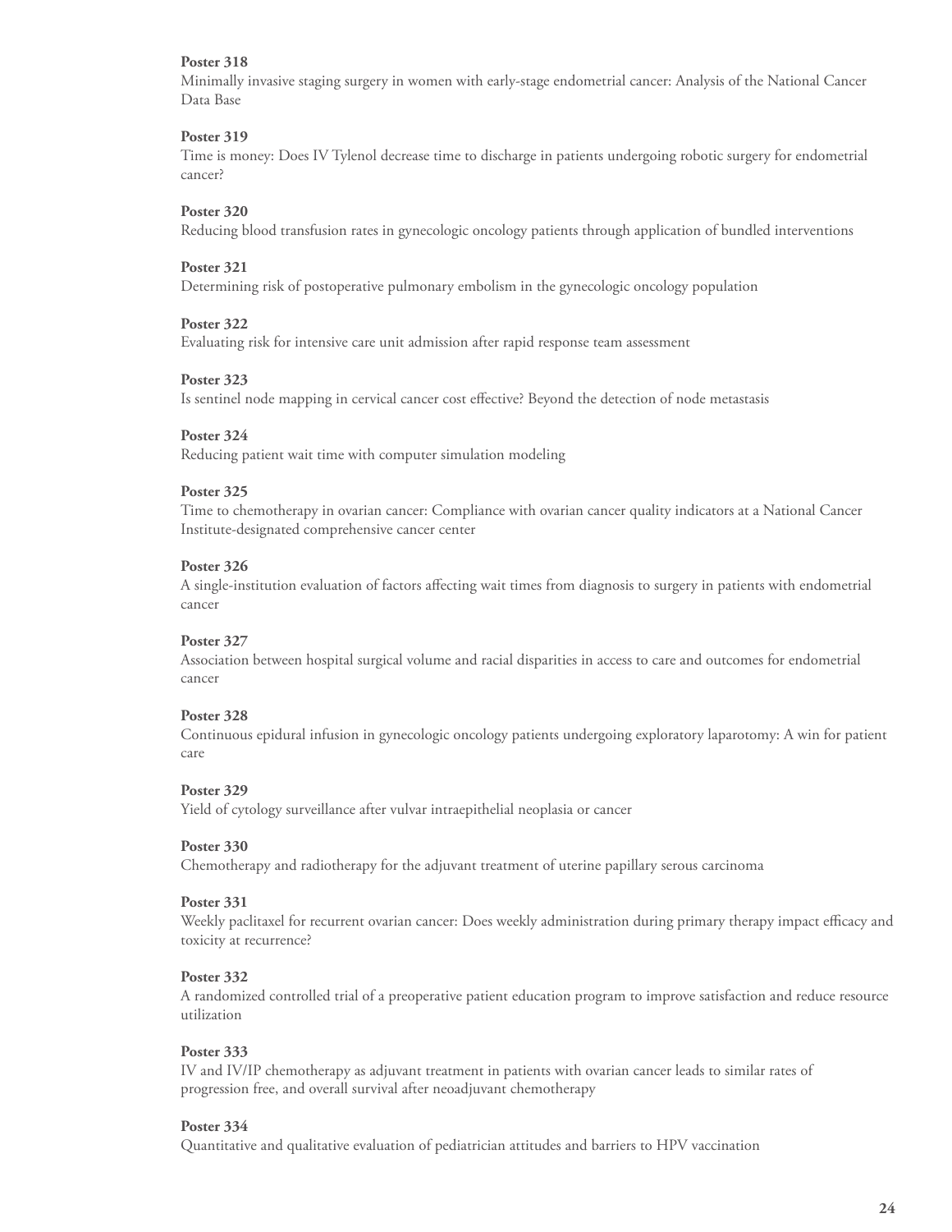**Poster 318**
Minimally invasive staging surgery in women with early-stage endometrial cancer: Analysis of the National Cancer Data Base

**Poster 319**
Time is money: Does IV Tylenol decrease time to discharge in patients undergoing robotic surgery for endometrial cancer?

**Poster 320**
Reducing blood transfusion rates in gynecologic oncology patients through application of bundled interventions

**Poster 321**
Determining risk of postoperative pulmonary embolism in the gynecologic oncology population

**Poster 322**
Evaluating risk for intensive care unit admission after rapid response team assessment

**Poster 323**
Is sentinel node mapping in cervical cancer cost effective? Beyond the detection of node metastasis

**Poster 324**
Reducing patient wait time with computer simulation modeling

**Poster 325**
Time to chemotherapy in ovarian cancer: Compliance with ovarian cancer quality indicators at a National Cancer Institute-designated comprehensive cancer center

**Poster 326**
A single-institution evaluation of factors affecting wait times from diagnosis to surgery in patients with endometrial cancer

**Poster 327**
Association between hospital surgical volume and racial disparities in access to care and outcomes for endometrial cancer

**Poster 328**
Continuous epidural infusion in gynecologic oncology patients undergoing exploratory laparotomy: A win for patient care

**Poster 329**
Yield of cytology surveillance after vulvar intraepithelial neoplasia or cancer

**Poster 330**
Chemotherapy and radiotherapy for the adjuvant treatment of uterine papillary serous carcinoma

**Poster 331**
Weekly paclitaxel for recurrent ovarian cancer: Does weekly administration during primary therapy impact efficacy and toxicity at recurrence?

**Poster 332**
A randomized controlled trial of a preoperative patient education program to improve satisfaction and reduce resource utilization

**Poster 333**
IV and IV/IP chemotherapy as adjuvant treatment in patients with ovarian cancer leads to similar rates of progression free, and overall survival after neoadjuvant chemotherapy

**Poster 334**
Quantitative and qualitative evaluation of pediatrician attitudes and barriers to HPV vaccination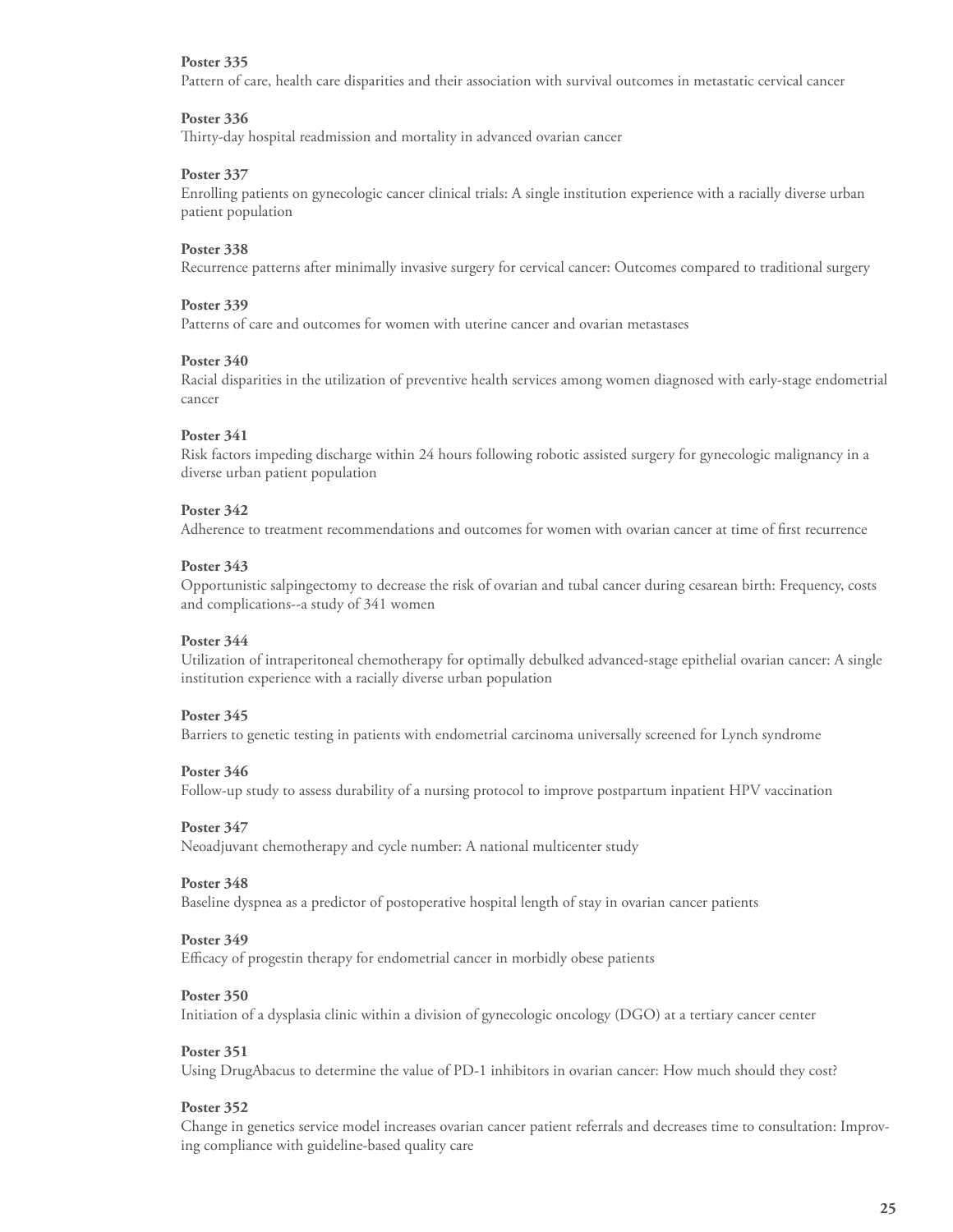**Poster 335**
Pattern of care, health care disparities and their association with survival outcomes in metastatic cervical cancer

**Poster 336**
Thirty-day hospital readmission and mortality in advanced ovarian cancer

**Poster 337**
Enrolling patients on gynecologic cancer clinical trials: A single institution experience with a racially diverse urban patient population

**Poster 338**
Recurrence patterns after minimally invasive surgery for cervical cancer: Outcomes compared to traditional surgery

**Poster 339**
Patterns of care and outcomes for women with uterine cancer and ovarian metastases

**Poster 340**
Racial disparities in the utilization of preventive health services among women diagnosed with early-stage endometrial cancer

**Poster 341**
Risk factors impeding discharge within 24 hours following robotic assisted surgery for gynecologic malignancy in a diverse urban patient population

**Poster 342**
Adherence to treatment recommendations and outcomes for women with ovarian cancer at time of first recurrence

**Poster 343**
Opportunistic salpingectomy to decrease the risk of ovarian and tubal cancer during cesarean birth: Frequency, costs and complications--a study of 341 women

**Poster 344**
Utilization of intraperitoneal chemotherapy for optimally debulked advanced-stage epithelial ovarian cancer: A single institution experience with a racially diverse urban population

**Poster 345**
Barriers to genetic testing in patients with endometrial carcinoma universally screened for Lynch syndrome

**Poster 346**
Follow-up study to assess durability of a nursing protocol to improve postpartum inpatient HPV vaccination

**Poster 347**
Neoadjuvant chemotherapy and cycle number: A national multicenter study

**Poster 348**
Baseline dyspnea as a predictor of postoperative hospital length of stay in ovarian cancer patients

**Poster 349**
Efficacy of progestin therapy for endometrial cancer in morbidly obese patients

**Poster 350**
Initiation of a dysplasia clinic within a division of gynecologic oncology (DGO) at a tertiary cancer center

**Poster 351**
Using DrugAbacus to determine the value of PD-1 inhibitors in ovarian cancer: How much should they cost?

**Poster 352**
Change in genetics service model increases ovarian cancer patient referrals and decreases time to consultation: Improving compliance with guideline-based quality care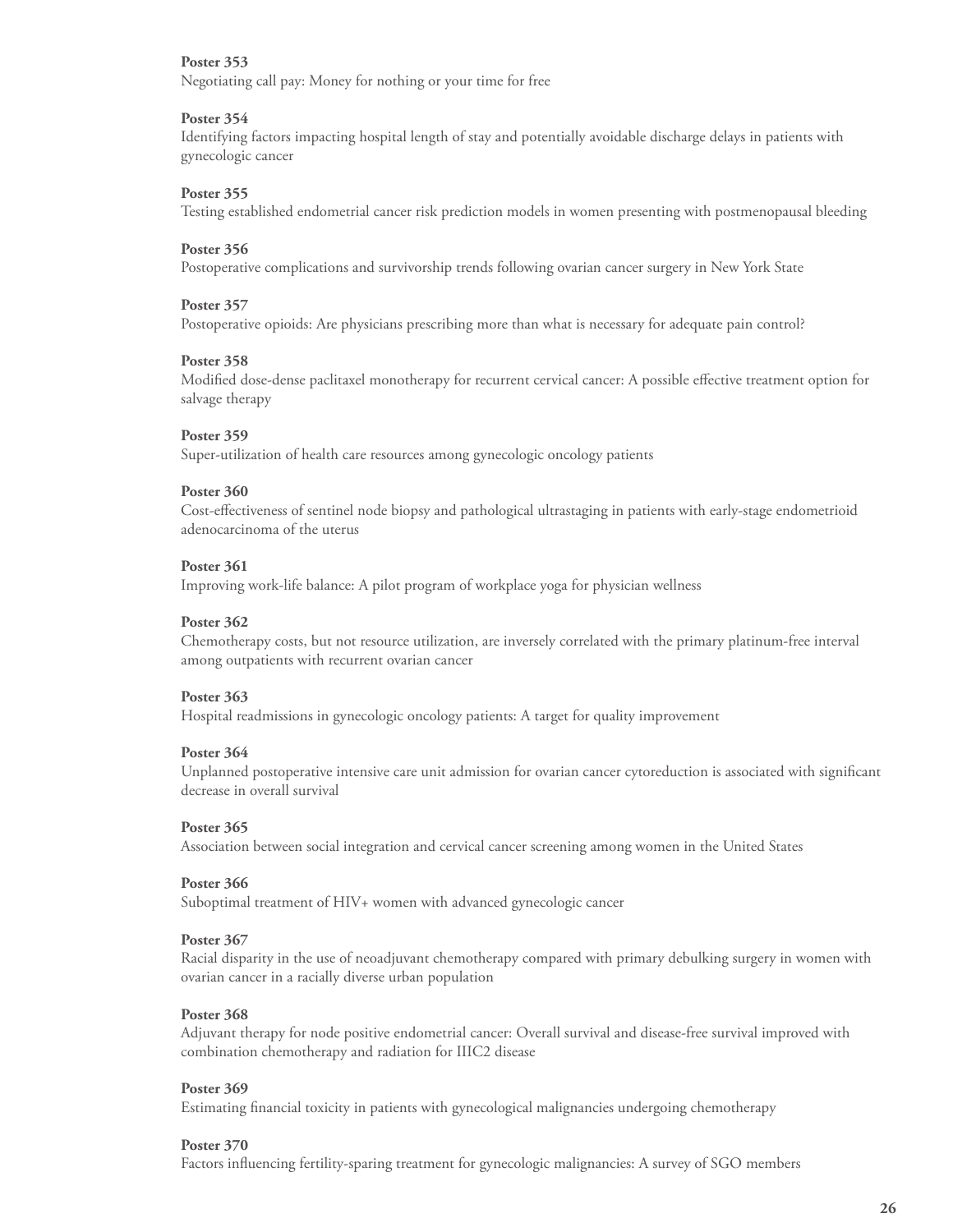**Poster 353**
Negotiating call pay: Money for nothing or your time for free

**Poster 354**
Identifying factors impacting hospital length of stay and potentially avoidable discharge delays in patients with gynecologic cancer

**Poster 355**
Testing established endometrial cancer risk prediction models in women presenting with postmenopausal bleeding

**Poster 356**
Postoperative complications and survivorship trends following ovarian cancer surgery in New York State

**Poster 357**
Postoperative opioids: Are physicians prescribing more than what is necessary for adequate pain control?

**Poster 358**
Modified dose-dense paclitaxel monotherapy for recurrent cervical cancer: A possible effective treatment option for salvage therapy

**Poster 359**
Super-utilization of health care resources among gynecologic oncology patients

**Poster 360**
Cost-effectiveness of sentinel node biopsy and pathological ultrastaging in patients with early-stage endometrioid adenocarcinoma of the uterus

**Poster 361**
Improving work-life balance: A pilot program of workplace yoga for physician wellness

**Poster 362**
Chemotherapy costs, but not resource utilization, are inversely correlated with the primary platinum-free interval among outpatients with recurrent ovarian cancer

**Poster 363**
Hospital readmissions in gynecologic oncology patients: A target for quality improvement

**Poster 364**
Unplanned postoperative intensive care unit admission for ovarian cancer cytoreduction is associated with significant decrease in overall survival

**Poster 365**
Association between social integration and cervical cancer screening among women in the United States

**Poster 366**
Suboptimal treatment of HIV+ women with advanced gynecologic cancer

**Poster 367**
Racial disparity in the use of neoadjuvant chemotherapy compared with primary debulking surgery in women with ovarian cancer in a racially diverse urban population

**Poster 368**
Adjuvant therapy for node positive endometrial cancer: Overall survival and disease-free survival improved with combination chemotherapy and radiation for IIIC2 disease

**Poster 369**
Estimating financial toxicity in patients with gynecological malignancies undergoing chemotherapy

**Poster 370**
Factors influencing fertility-sparing treatment for gynecologic malignancies: A survey of SGO members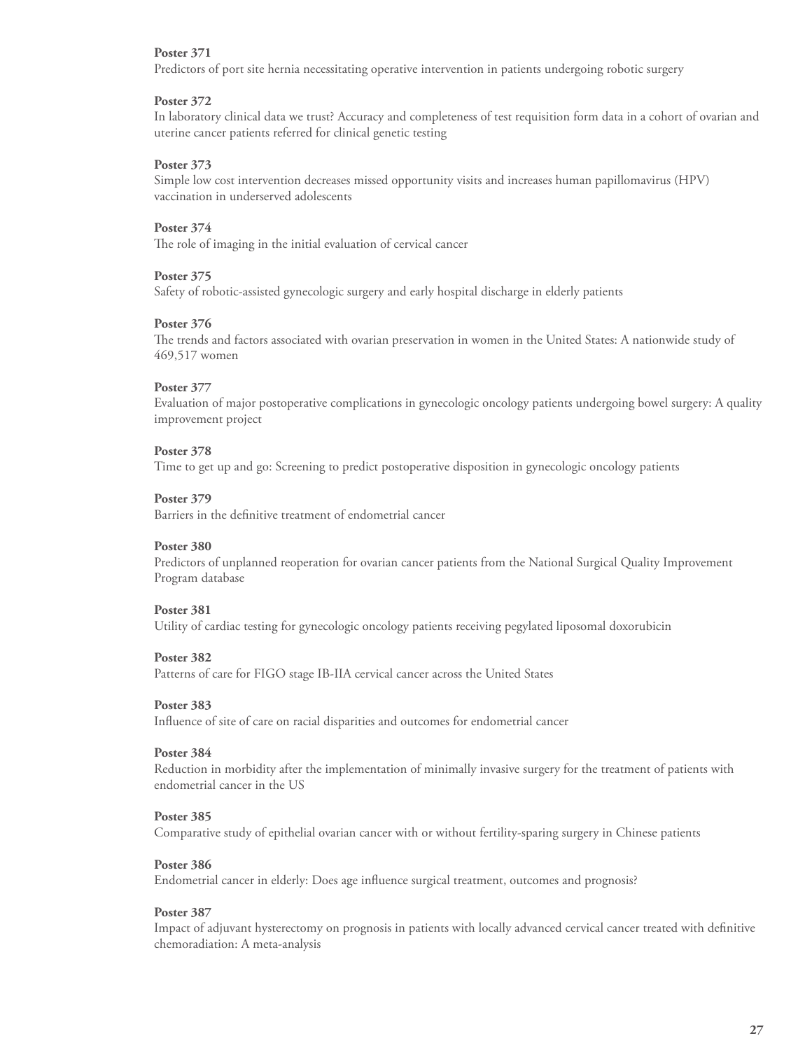**Poster 371**
Predictors of port site hernia necessitating operative intervention in patients undergoing robotic surgery

**Poster 372**
In laboratory clinical data we trust? Accuracy and completeness of test requisition form data in a cohort of ovarian and uterine cancer patients referred for clinical genetic testing

**Poster 373**
Simple low cost intervention decreases missed opportunity visits and increases human papillomavirus (HPV) vaccination in underserved adolescents

**Poster 374**
The role of imaging in the initial evaluation of cervical cancer

**Poster 375**
Safety of robotic-assisted gynecologic surgery and early hospital discharge in elderly patients

**Poster 376**
The trends and factors associated with ovarian preservation in women in the United States: A nationwide study of 469,517 women

**Poster 377**
Evaluation of major postoperative complications in gynecologic oncology patients undergoing bowel surgery: A quality improvement project

**Poster 378**
Time to get up and go: Screening to predict postoperative disposition in gynecologic oncology patients

**Poster 379**
Barriers in the definitive treatment of endometrial cancer

**Poster 380**
Predictors of unplanned reoperation for ovarian cancer patients from the National Surgical Quality Improvement Program database

**Poster 381**
Utility of cardiac testing for gynecologic oncology patients receiving pegylated liposomal doxorubicin

**Poster 382**
Patterns of care for FIGO stage IB-IIA cervical cancer across the United States

**Poster 383**
Influence of site of care on racial disparities and outcomes for endometrial cancer

**Poster 384**
Reduction in morbidity after the implementation of minimally invasive surgery for the treatment of patients with endometrial cancer in the US

**Poster 385**
Comparative study of epithelial ovarian cancer with or without fertility-sparing surgery in Chinese patients

**Poster 386**
Endometrial cancer in elderly: Does age influence surgical treatment, outcomes and prognosis?

**Poster 387**
Impact of adjuvant hysterectomy on prognosis in patients with locally advanced cervical cancer treated with definitive chemoradiation: A meta-analysis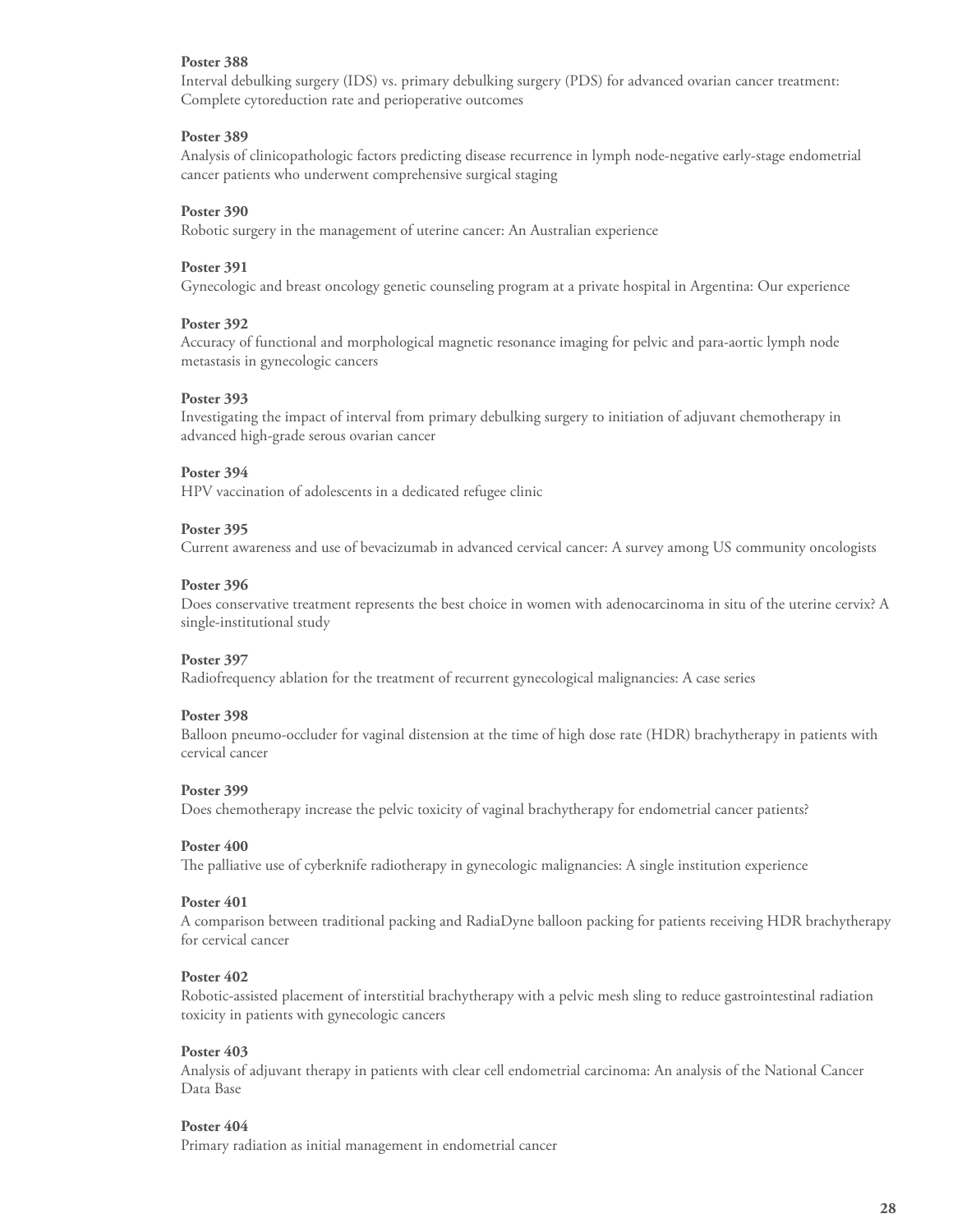**Poster 388**
Interval debulking surgery (IDS) vs. primary debulking surgery (PDS) for advanced ovarian cancer treatment: Complete cytoreduction rate and perioperative outcomes

**Poster 389**
Analysis of clinicopathologic factors predicting disease recurrence in lymph node-negative early-stage endometrial cancer patients who underwent comprehensive surgical staging

**Poster 390**
Robotic surgery in the management of uterine cancer: An Australian experience

**Poster 391**
Gynecologic and breast oncology genetic counseling program at a private hospital in Argentina: Our experience

**Poster 392**
Accuracy of functional and morphological magnetic resonance imaging for pelvic and para-aortic lymph node metastasis in gynecologic cancers

**Poster 393**
Investigating the impact of interval from primary debulking surgery to initiation of adjuvant chemotherapy in advanced high-grade serous ovarian cancer

**Poster 394**
HPV vaccination of adolescents in a dedicated refugee clinic

**Poster 395**
Current awareness and use of bevacizumab in advanced cervical cancer: A survey among US community oncologists

**Poster 396**
Does conservative treatment represents the best choice in women with adenocarcinoma in situ of the uterine cervix? A single-institutional study

**Poster 397**
Radiofrequency ablation for the treatment of recurrent gynecological malignancies: A case series

**Poster 398**
Balloon pneumo-occluder for vaginal distension at the time of high dose rate (HDR) brachytherapy in patients with cervical cancer

**Poster 399**
Does chemotherapy increase the pelvic toxicity of vaginal brachytherapy for endometrial cancer patients?

**Poster 400**
The palliative use of cyberknife radiotherapy in gynecologic malignancies: A single institution experience

**Poster 401**
A comparison between traditional packing and RadiaDyne balloon packing for patients receiving HDR brachytherapy for cervical cancer

**Poster 402**
Robotic-assisted placement of interstitial brachytherapy with a pelvic mesh sling to reduce gastrointestinal radiation toxicity in patients with gynecologic cancers

**Poster 403**
Analysis of adjuvant therapy in patients with clear cell endometrial carcinoma: An analysis of the National Cancer Data Base

**Poster 404**
Primary radiation as initial management in endometrial cancer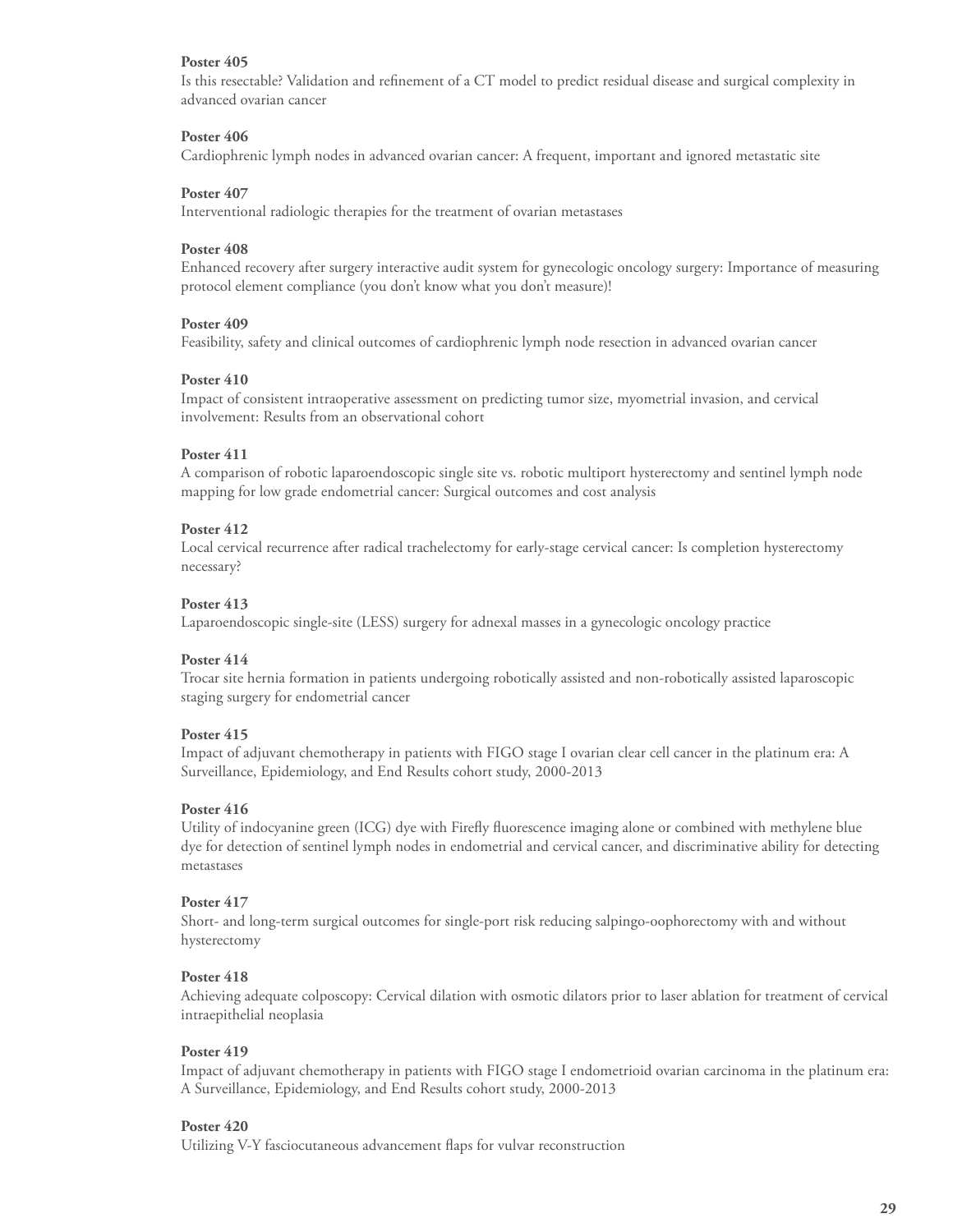**Poster 405**
Is this resectable? Validation and refinement of a CT model to predict residual disease and surgical complexity in advanced ovarian cancer

**Poster 406**
Cardiophrenic lymph nodes in advanced ovarian cancer: A frequent, important and ignored metastatic site

**Poster 407**
Interventional radiologic therapies for the treatment of ovarian metastases

**Poster 408**
Enhanced recovery after surgery interactive audit system for gynecologic oncology surgery: Importance of measuring protocol element compliance (you don't know what you don't measure)!

**Poster 409**
Feasibility, safety and clinical outcomes of cardiophrenic lymph node resection in advanced ovarian cancer

**Poster 410**
Impact of consistent intraoperative assessment on predicting tumor size, myometrial invasion, and cervical involvement: Results from an observational cohort

**Poster 411**
A comparison of robotic laparoendoscopic single site vs. robotic multiport hysterectomy and sentinel lymph node mapping for low grade endometrial cancer: Surgical outcomes and cost analysis

**Poster 412**
Local cervical recurrence after radical trachelectomy for early-stage cervical cancer: Is completion hysterectomy necessary?

**Poster 413**
Laparoendoscopic single-site (LESS) surgery for adnexal masses in a gynecologic oncology practice

**Poster 414**
Trocar site hernia formation in patients undergoing robotically assisted and non-robotically assisted laparoscopic staging surgery for endometrial cancer

**Poster 415**
Impact of adjuvant chemotherapy in patients with FIGO stage I ovarian clear cell cancer in the platinum era: A Surveillance, Epidemiology, and End Results cohort study, 2000-2013

**Poster 416**
Utility of indocyanine green (ICG) dye with Firefly fluorescence imaging alone or combined with methylene blue dye for detection of sentinel lymph nodes in endometrial and cervical cancer, and discriminative ability for detecting metastases

**Poster 417**
Short- and long-term surgical outcomes for single-port risk reducing salpingo-oophorectomy with and without hysterectomy

**Poster 418**
Achieving adequate colposcopy: Cervical dilation with osmotic dilators prior to laser ablation for treatment of cervical intraepithelial neoplasia

**Poster 419**
Impact of adjuvant chemotherapy in patients with FIGO stage I endometrioid ovarian carcinoma in the platinum era: A Surveillance, Epidemiology, and End Results cohort study, 2000-2013

**Poster 420**
Utilizing V-Y fasciocutaneous advancement flaps for vulvar reconstruction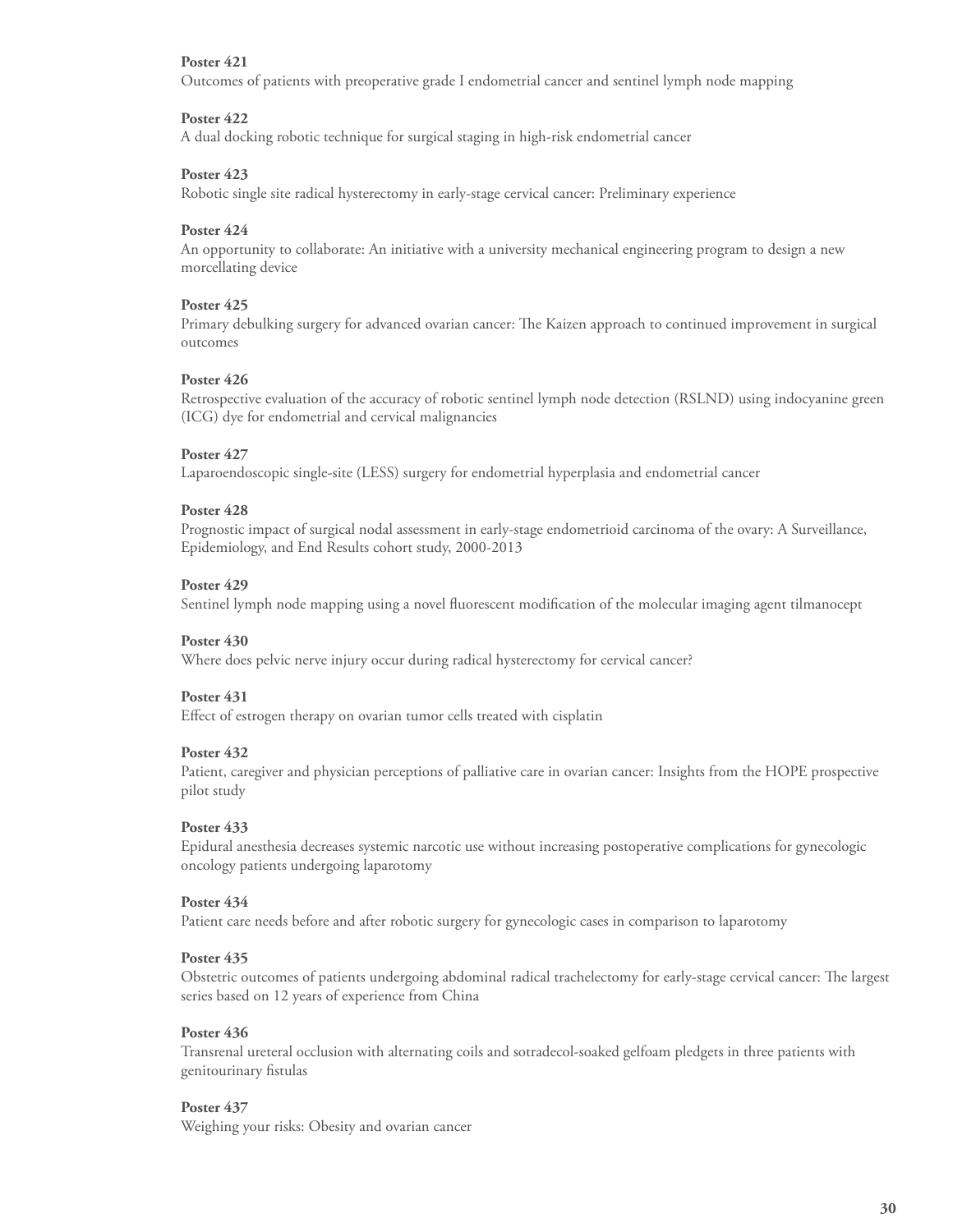**Poster 421**
Outcomes of patients with preoperative grade I endometrial cancer and sentinel lymph node mapping

**Poster 422**
A dual docking robotic technique for surgical staging in high-risk endometrial cancer

**Poster 423**
Robotic single site radical hysterectomy in early-stage cervical cancer: Preliminary experience

**Poster 424**
An opportunity to collaborate: An initiative with a university mechanical engineering program to design a new morcellating device

**Poster 425**
Primary debulking surgery for advanced ovarian cancer: The Kaizen approach to continued improvement in surgical outcomes

**Poster 426**
Retrospective evaluation of the accuracy of robotic sentinel lymph node detection (RSLND) using indocyanine green (ICG) dye for endometrial and cervical malignancies

**Poster 427**
Laparoendoscopic single-site (LESS) surgery for endometrial hyperplasia and endometrial cancer

**Poster 428**
Prognostic impact of surgical nodal assessment in early-stage endometrioid carcinoma of the ovary: A Surveillance, Epidemiology, and End Results cohort study, 2000-2013

**Poster 429**
Sentinel lymph node mapping using a novel fluorescent modification of the molecular imaging agent tilmanocept

**Poster 430**
Where does pelvic nerve injury occur during radical hysterectomy for cervical cancer?

**Poster 431**
Effect of estrogen therapy on ovarian tumor cells treated with cisplatin

**Poster 432**
Patient, caregiver and physician perceptions of palliative care in ovarian cancer: Insights from the HOPE prospective pilot study

**Poster 433**
Epidural anesthesia decreases systemic narcotic use without increasing postoperative complications for gynecologic oncology patients undergoing laparotomy

**Poster 434**
Patient care needs before and after robotic surgery for gynecologic cases in comparison to laparotomy

**Poster 435**
Obstetric outcomes of patients undergoing abdominal radical trachelectomy for early-stage cervical cancer: The largest series based on 12 years of experience from China

**Poster 436**
Transrenal ureteral occlusion with alternating coils and sotradecol-soaked gelfoam pledgets in three patients with genitourinary fistulas

**Poster 437**
Weighing your risks: Obesity and ovarian cancer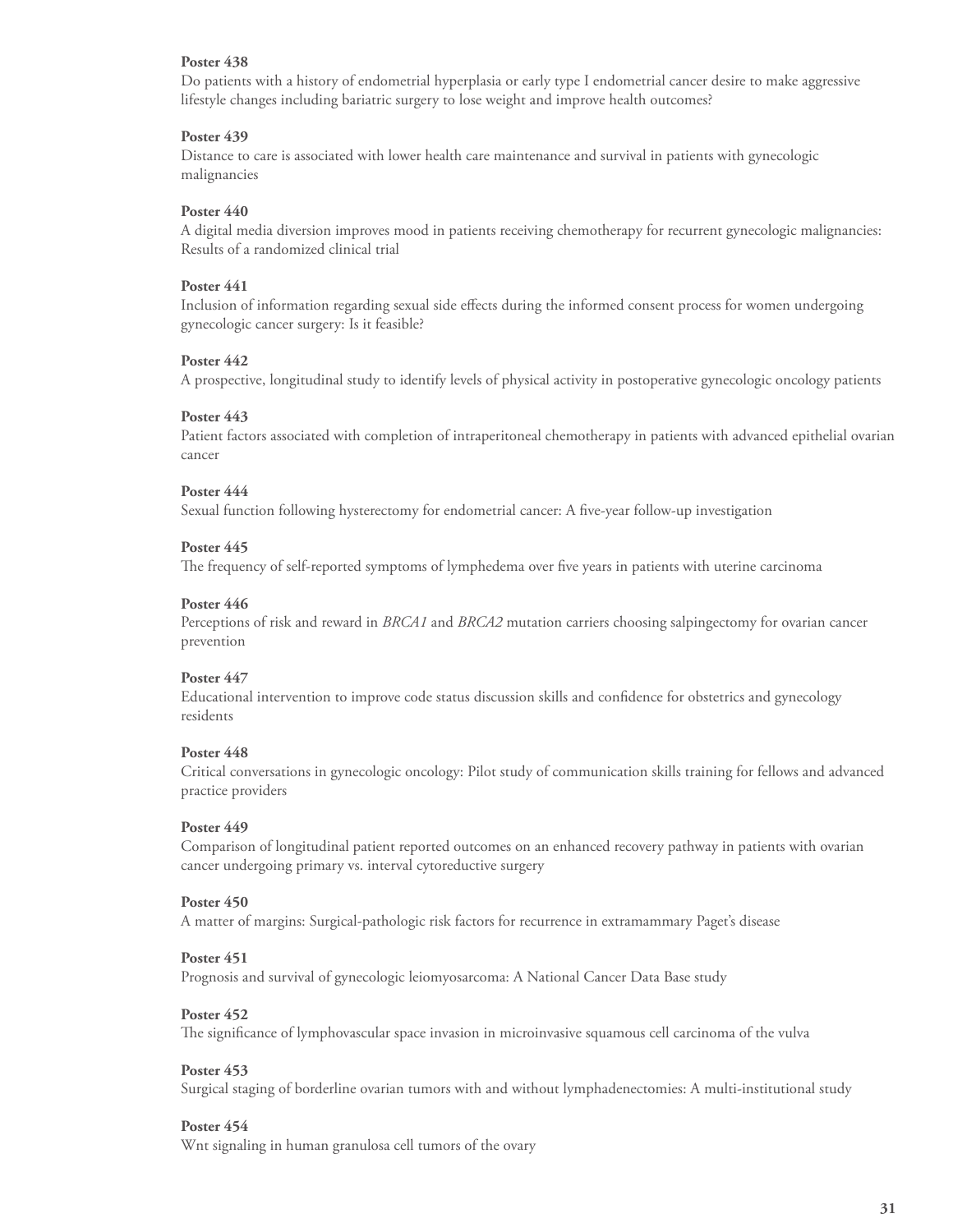**Poster 438**
Do patients with a history of endometrial hyperplasia or early type I endometrial cancer desire to make aggressive lifestyle changes including bariatric surgery to lose weight and improve health outcomes?

**Poster 439**
Distance to care is associated with lower health care maintenance and survival in patients with gynecologic malignancies

**Poster 440**
A digital media diversion improves mood in patients receiving chemotherapy for recurrent gynecologic malignancies: Results of a randomized clinical trial

**Poster 441**
Inclusion of information regarding sexual side effects during the informed consent process for women undergoing gynecologic cancer surgery: Is it feasible?

**Poster 442**
A prospective, longitudinal study to identify levels of physical activity in postoperative gynecologic oncology patients

**Poster 443**
Patient factors associated with completion of intraperitoneal chemotherapy in patients with advanced epithelial ovarian cancer

**Poster 444**
Sexual function following hysterectomy for endometrial cancer: A five-year follow-up investigation

**Poster 445**
The frequency of self-reported symptoms of lymphedema over five years in patients with uterine carcinoma

**Poster 446**
Perceptions of risk and reward in *BRCA1* and *BRCA2* mutation carriers choosing salpingectomy for ovarian cancer prevention

**Poster 447**
Educational intervention to improve code status discussion skills and confidence for obstetrics and gynecology residents

**Poster 448**
Critical conversations in gynecologic oncology: Pilot study of communication skills training for fellows and advanced practice providers

**Poster 449**
Comparison of longitudinal patient reported outcomes on an enhanced recovery pathway in patients with ovarian cancer undergoing primary vs. interval cytoreductive surgery

**Poster 450**
A matter of margins: Surgical-pathologic risk factors for recurrence in extramammary Paget's disease

**Poster 451**
Prognosis and survival of gynecologic leiomyosarcoma: A National Cancer Data Base study

**Poster 452**
The significance of lymphovascular space invasion in microinvasive squamous cell carcinoma of the vulva

**Poster 453**
Surgical staging of borderline ovarian tumors with and without lymphadenectomies: A multi-institutional study

**Poster 454**
Wnt signaling in human granulosa cell tumors of the ovary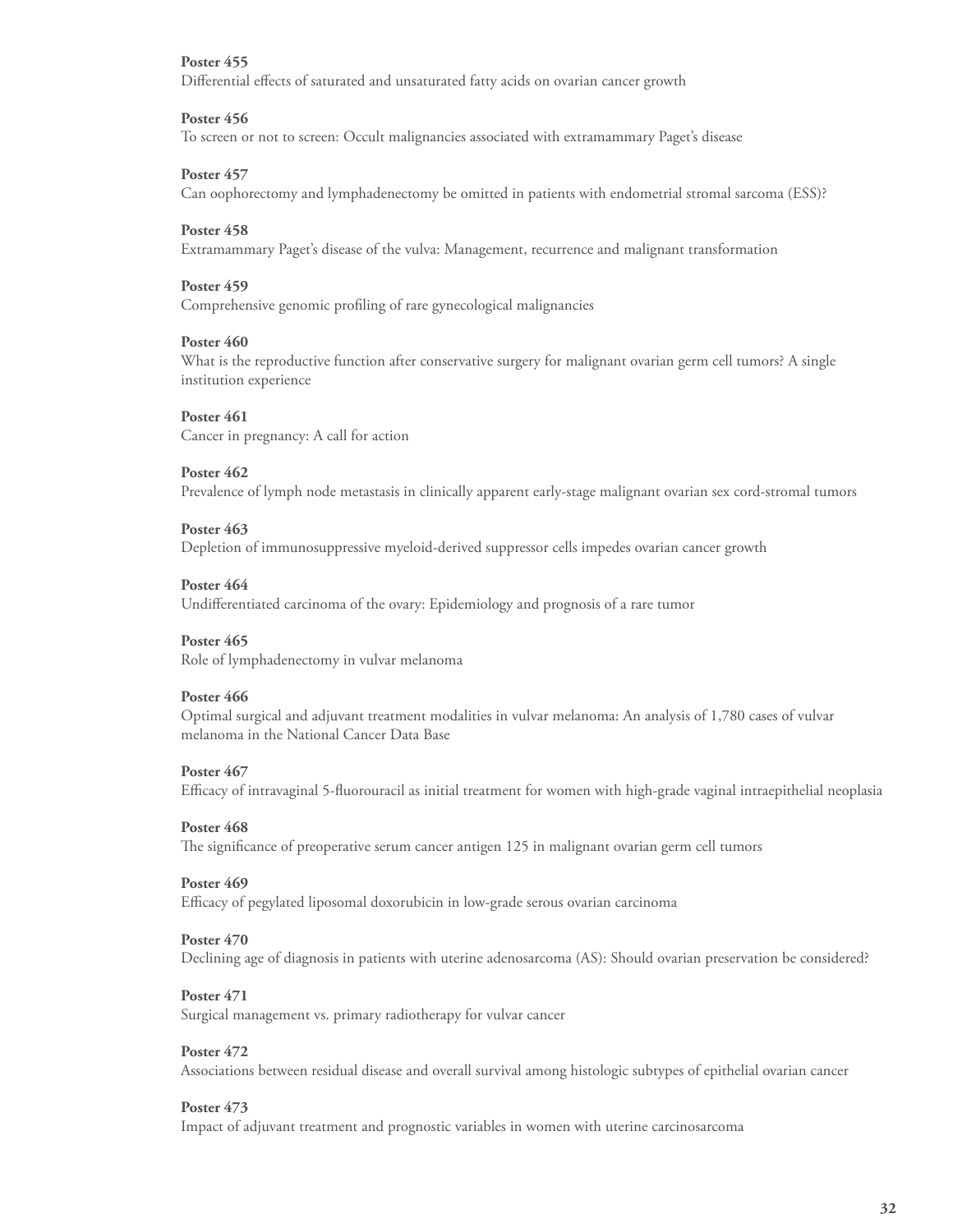**Poster 455**
Differential effects of saturated and unsaturated fatty acids on ovarian cancer growth

**Poster 456**
To screen or not to screen: Occult malignancies associated with extramammary Paget's disease

**Poster 457**
Can oophorectomy and lymphadenectomy be omitted in patients with endometrial stromal sarcoma (ESS)?

**Poster 458**
Extramammary Paget's disease of the vulva: Management, recurrence and malignant transformation

**Poster 459**
Comprehensive genomic profiling of rare gynecological malignancies

**Poster 460**
What is the reproductive function after conservative surgery for malignant ovarian germ cell tumors? A single institution experience

**Poster 461**
Cancer in pregnancy: A call for action

**Poster 462**
Prevalence of lymph node metastasis in clinically apparent early-stage malignant ovarian sex cord-stromal tumors

**Poster 463**
Depletion of immunosuppressive myeloid-derived suppressor cells impedes ovarian cancer growth

**Poster 464**
Undifferentiated carcinoma of the ovary: Epidemiology and prognosis of a rare tumor

**Poster 465**
Role of lymphadenectomy in vulvar melanoma

**Poster 466**
Optimal surgical and adjuvant treatment modalities in vulvar melanoma: An analysis of 1,780 cases of vulvar melanoma in the National Cancer Data Base

**Poster 467**
Efficacy of intravaginal 5-fluorouracil as initial treatment for women with high-grade vaginal intraepithelial neoplasia

**Poster 468**
The significance of preoperative serum cancer antigen 125 in malignant ovarian germ cell tumors

**Poster 469**
Efficacy of pegylated liposomal doxorubicin in low-grade serous ovarian carcinoma

**Poster 470**
Declining age of diagnosis in patients with uterine adenosarcoma (AS): Should ovarian preservation be considered?

**Poster 471**
Surgical management vs. primary radiotherapy for vulvar cancer

**Poster 472**
Associations between residual disease and overall survival among histologic subtypes of epithelial ovarian cancer

**Poster 473**
Impact of adjuvant treatment and prognostic variables in women with uterine carcinosarcoma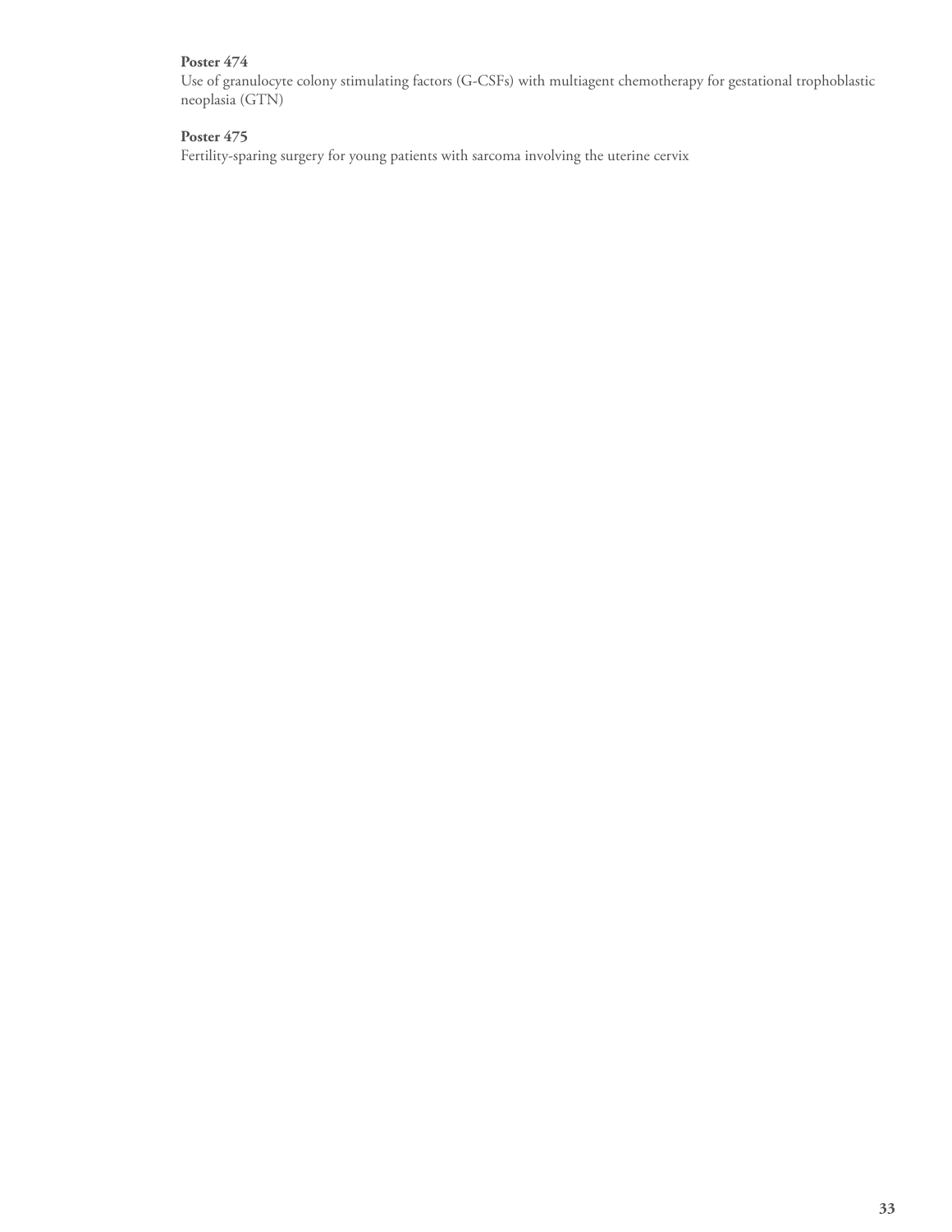**Poster 474**
Use of granulocyte colony stimulating factors (G-CSFs) with multiagent chemotherapy for gestational trophoblastic neoplasia (GTN)

**Poster 475**
Fertility-sparing surgery for young patients with sarcoma involving the uterine cervix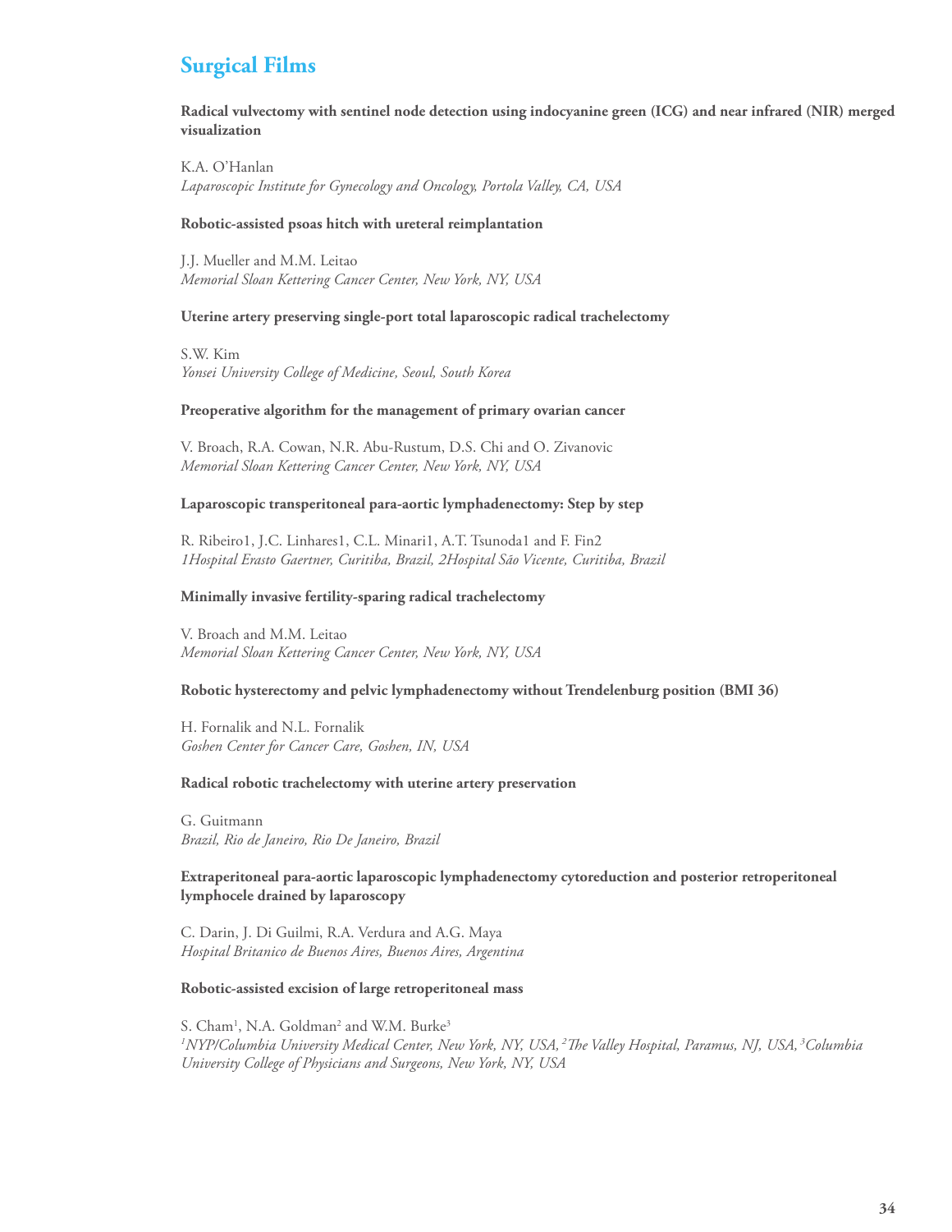# Surgical Films

**Radical vulvectomy with sentinel node detection using indocyanine green (ICG) and near infrared (NIR) merged visualization**

K.A. O'Hanlan
*Laparoscopic Institute for Gynecology and Oncology, Portola Valley, CA, USA*

**Robotic-assisted psoas hitch with ureteral reimplantation**

J.J. Mueller and M.M. Leitao
*Memorial Sloan Kettering Cancer Center, New York, NY, USA*

**Uterine artery preserving single-port total laparoscopic radical trachelectomy**

S.W. Kim
*Yonsei University College of Medicine, Seoul, South Korea*

**Preoperative algorithm for the management of primary ovarian cancer**

V. Broach, R.A. Cowan, N.R. Abu-Rustum, D.S. Chi and O. Zivanovic
*Memorial Sloan Kettering Cancer Center, New York, NY, USA*

**Laparoscopic transperitoneal para-aortic lymphadenectomy: Step by step**

R. Ribeiro1, J.C. Linhares1, C.L. Minari1, A.T. Tsunoda1 and F. Fin2
*1Hospital Erasto Gaertner, Curitiba, Brazil, 2Hospital São Vicente, Curitiba, Brazil*

**Minimally invasive fertility-sparing radical trachelectomy**

V. Broach and M.M. Leitao
*Memorial Sloan Kettering Cancer Center, New York, NY, USA*

**Robotic hysterectomy and pelvic lymphadenectomy without Trendelenburg position (BMI 36)**

H. Fornalik and N.L. Fornalik
*Goshen Center for Cancer Care, Goshen, IN, USA*

**Radical robotic trachelectomy with uterine artery preservation**

G. Guitmann
*Brazil, Rio de Janeiro, Rio De Janeiro, Brazil*

**Extraperitoneal para-aortic laparoscopic lymphadenectomy cytoreduction and posterior retroperitoneal lymphocele drained by laparoscopy**

C. Darin, J. Di Guilmi, R.A. Verdura and A.G. Maya
*Hospital Britanico de Buenos Aires, Buenos Aires, Argentina*

**Robotic-assisted excision of large retroperitoneal mass**

S. Cham[1], N.A. Goldman[2] and W.M. Burke[3]
*[1]NYP/Columbia University Medical Center, New York, NY, USA, [2]The Valley Hospital, Paramus, NJ, USA, [3]Columbia University College of Physicians and Surgeons, New York, NY, USA*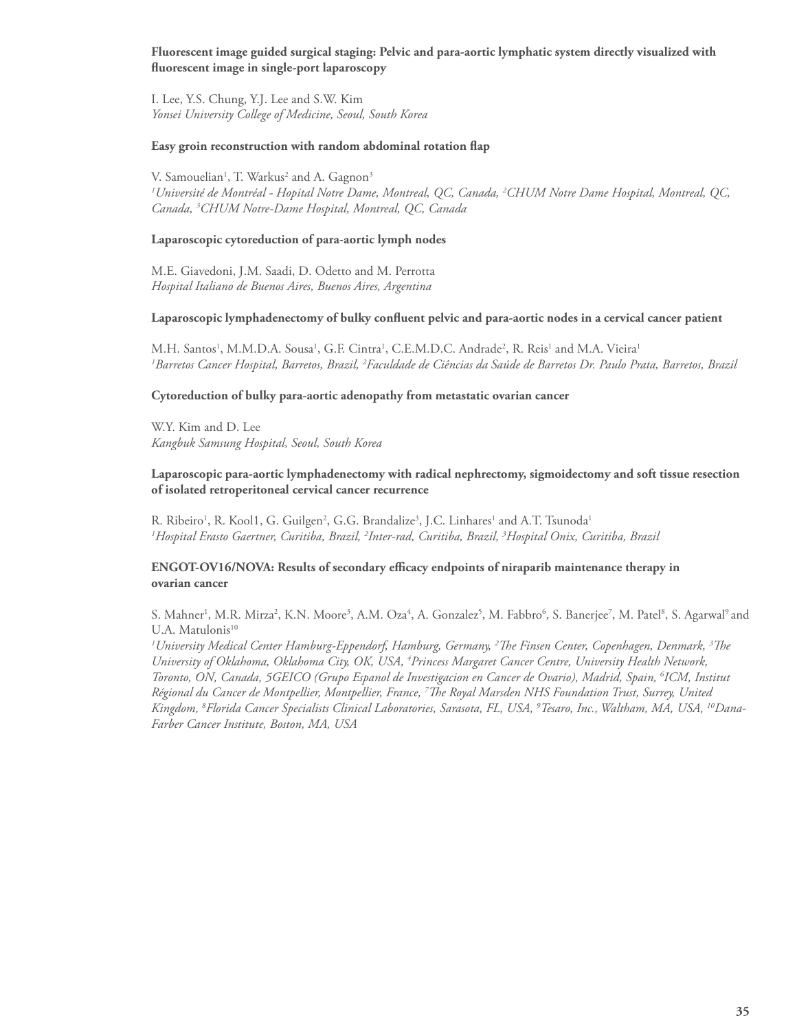**Fluorescent image guided surgical staging: Pelvic and para-aortic lymphatic system directly visualized with fluorescent image in single-port laparoscopy**

I. Lee, Y.S. Chung, Y.J. Lee and S.W. Kim
*Yonsei University College of Medicine, Seoul, South Korea*

**Easy groin reconstruction with random abdominal rotation flap**

V. Samouelian[1], T. Warkus[2] and A. Gagnon[3]
*[1]Université de Montréal - Hopital Notre Dame, Montreal, QC, Canada, [2]CHUM Notre Dame Hospital, Montreal, QC, Canada, [3]CHUM Notre-Dame Hospital, Montreal, QC, Canada*

**Laparoscopic cytoreduction of para-aortic lymph nodes**

M.E. Giavedoni, J.M. Saadi, D. Odetto and M. Perrotta
*Hospital Italiano de Buenos Aires, Buenos Aires, Argentina*

**Laparoscopic lymphadenectomy of bulky confluent pelvic and para-aortic nodes in a cervical cancer patient**

M.H. Santos[1], M.M.D.A. Sousa[1], G.F. Cintra[1], C.E.M.D.C. Andrade[2], R. Reis[1] and M.A. Vieira[1]
*[1]Barretos Cancer Hospital, Barretos, Brazil, [2]Faculdade de Ciências da Saúde de Barretos Dr. Paulo Prata, Barretos, Brazil*

**Cytoreduction of bulky para-aortic adenopathy from metastatic ovarian cancer**

W.Y. Kim and D. Lee
*Kangbuk Samsung Hospital, Seoul, South Korea*

**Laparoscopic para-aortic lymphadenectomy with radical nephrectomy, sigmoidectomy and soft tissue resection of isolated retroperitoneal cervical cancer recurrence**

R. Ribeiro[1], R. Kool1, G. Guilgen[2], G.G. Brandalize[3], J.C. Linhares[1] and A.T. Tsunoda[1]
*[1]Hospital Erasto Gaertner, Curitiba, Brazil, [2]Inter-rad, Curitiba, Brazil, [3]Hospital Onix, Curitiba, Brazil*

**ENGOT-OV16/NOVA: Results of secondary efficacy endpoints of niraparib maintenance therapy in ovarian cancer**

S. Mahner[1], M.R. Mirza[2], K.N. Moore[3], A.M. Oza[4], A. Gonzalez[5], M. Fabbro[6], S. Banerjee[7], M. Patel[8], S. Agarwal[9] and U.A. Matulonis[10]
*[1]University Medical Center Hamburg-Eppendorf, Hamburg, Germany, [2]The Finsen Center, Copenhagen, Denmark, [3]The University of Oklahoma, Oklahoma City, OK, USA, [4]Princess Margaret Cancer Centre, University Health Network, Toronto, ON, Canada, 5GEICO (Grupo Espanol de Investigacion en Cancer de Ovario), Madrid, Spain, [6]ICM, Institut Régional du Cancer de Montpellier, Montpellier, France, [7]The Royal Marsden NHS Foundation Trust, Surrey, United Kingdom, [8]Florida Cancer Specialists Clinical Laboratories, Sarasota, FL, USA, [9]Tesaro, Inc., Waltham, MA, USA, [10]Dana-Farber Cancer Institute, Boston, MA, USA*